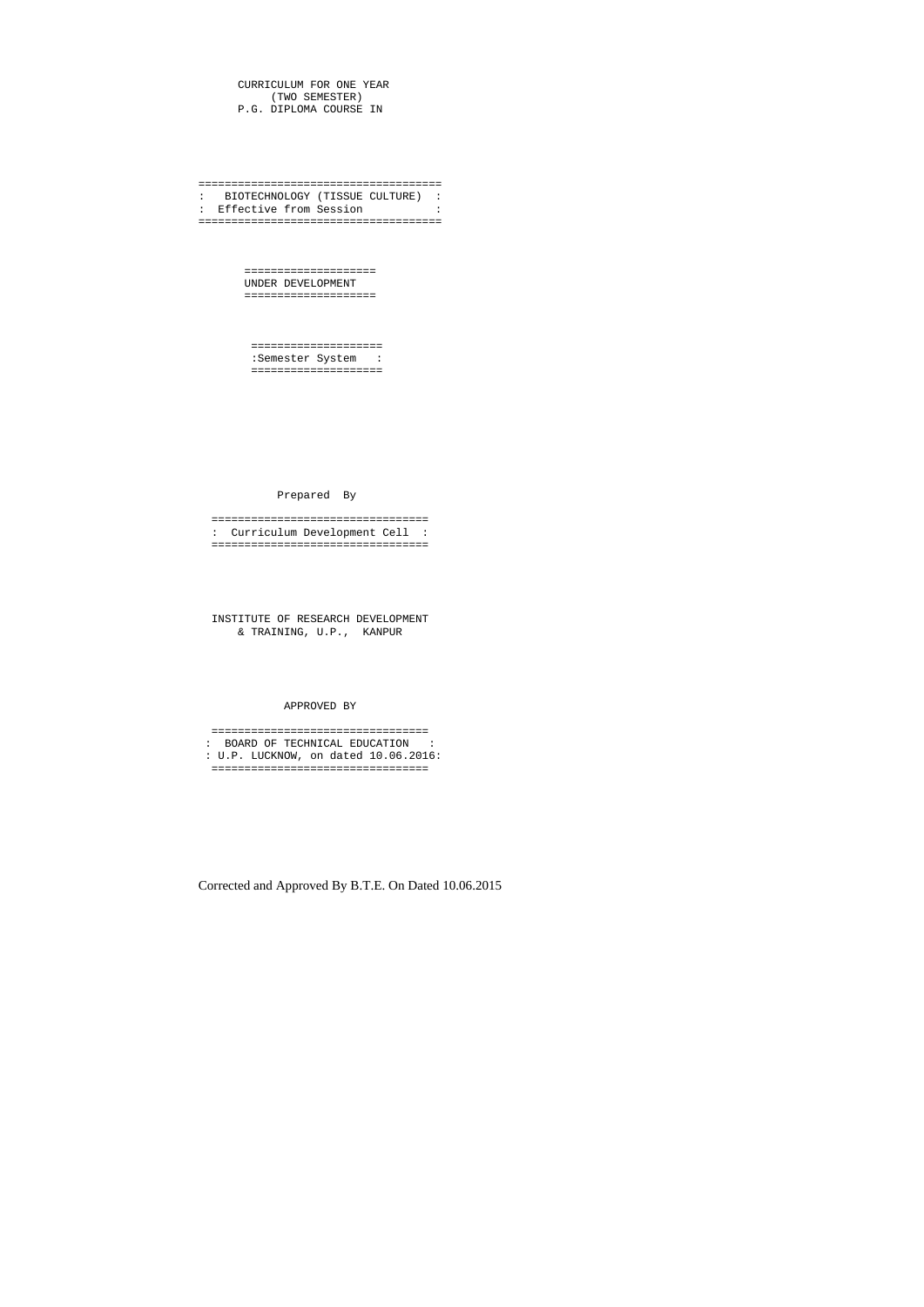CURRICULUM FOR ONE YEAR
(TWO SEMESTER)
P.G. DIPLOMA COURSE IN

# BIOTECHNOLOGY (TISSUE CULTURE)

Effective from Session

**UNDER DEVELOPMENT**

Semester System

Prepared By

Curriculum Development Cell

INSTITUTE OF RESEARCH DEVELOPMENT
& TRAINING, U.P., KANPUR

APPROVED BY

BOARD OF TECHNICAL EDUCATION
U.P. LUCKNOW, on dated 10.06.2016

Corrected and Approved By B.T.E. On Dated 10.06.2015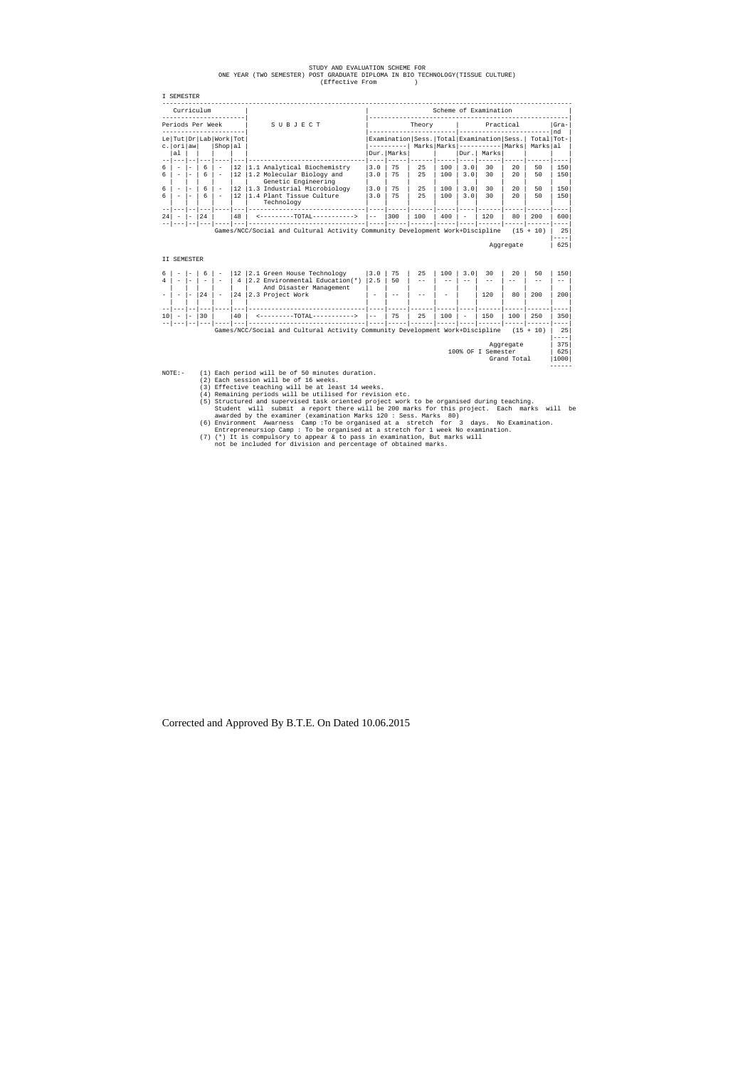STUDY AND EVALUATION SCHEME FOR
ONE YEAR (TWO SEMESTER) POST GRADUATE DIPLOMA IN BIO TECHNOLOGY(TISSUE CULTURE)
(Effective From )

I SEMESTER

| Curriculum | | | | | | SUBJECT | Scheme of Examination | | | | | | | | | |
|---|---|---|---|---|---|---|---|---|---|---|---|---|---|---|---|---|
| Periods Per Week | | | | | | | Theory | | | | Practical | | | | | Grand Total |
| Lecture | Tutorial | Drawing | Lab | Work Shop | Total | | Examination Dur. | Examination Marks | Sess. Marks | Total Marks | Examination Dur. | Examination Marks | Sess. Marks | Total Marks | | |
| 6 | - | - | 6 | - | 12 | 1.1 Analytical Biochemistry | 3.0 | 75 | 25 | 100 | 3.0 | 30 | 20 | 50 | | 150 |
| 6 | - | - | 6 | - | 12 | 1.2 Molecular Biology and Genetic Engineering | 3.0 | 75 | 25 | 100 | 3.0 | 30 | 20 | 50 | | 150 |
| 6 | - | - | 6 | - | 12 | 1.3 Industrial Microbiology | 3.0 | 75 | 25 | 100 | 3.0 | 30 | 20 | 50 | | 150 |
| 6 | - | - | 6 | - | 12 | 1.4 Plant Tissue Culture Technology | 3.0 | 75 | 25 | 100 | 3.0 | 30 | 20 | 50 | | 150 |
| 24 | - | - | 24 | | 48 | <---------TOTAL-----------> | -- | 300 | 100 | 400 | - | 120 | 80 | 200 | | 600 |
| | | | | | | Games/NCC/Social and Cultural Activity Community Development Work+Discipline | | | | | | | (15 + 10) | | | 25 |
| | | | | | | | | | | | | Aggregate | | | | 625 |

II SEMESTER

| Lecture | Tutorial | Drawing | Lab | Work Shop | Total | SUBJECT | Theory Examination Dur. | Theory Examination Marks | Sess. Marks | Total Marks | Practical Examination Dur. | Practical Examination Marks | Sess. Marks | Total Marks | Grand Total |
|---|---|---|---|---|---|---|---|---|---|---|---|---|---|---|---|
| 6 | - | - | 6 | - | 12 | 2.1 Green House Technology | 3.0 | 75 | 25 | 100 | 3.0 | 30 | 20 | 50 | 150 |
| 4 | - | - | - | - | 4 | 2.2 Environmental Education(*) And Disaster Management | 2.5 | 50 | -- | -- | -- | -- | -- | -- | -- |
| - | - | - | 24 | - | 24 | 2.3 Project Work | - | -- | -- | - | | 120 | 80 | 200 | 200 |
| 10 | - | - | 30 | | 40 | <---------TOTAL-----------> | -- | 75 | 25 | 100 | - | 150 | 100 | 250 | 350 |
| | | | | | | Games/NCC/Social and Cultural Activity Community Development Work+Discipline | | | | | | | (15 + 10) | | 25 |
| | | | | | | | | | | | | Aggregate | | | 375 |
| | | | | | | | | | | | | 100% OF I Semester | | | 625 |
| | | | | | | | | | | | | Grand Total | | | 1000 |

NOTE:-
(1) Each period will be of 50 minutes duration.
(2) Each session will be of 16 weeks.
(3) Effective teaching will be at least 14 weeks.
(4) Remaining periods will be utilised for revision etc.
(5) Structured and supervised task oriented project work to be organised during teaching. Student will submit a report there will be 200 marks for this project. Each marks will be awarded by the examiner (examination Marks 120 : Sess. Marks 80)
(6) Environment Awarness Camp :To be organised at a stretch for 3 days. No Examination. Entrepreneursiop Camp : To be organised at a stretch for 1 week No examination.
(7) (*) It is compulsory to appear & to pass in examination, But marks will not be included for division and percentage of obtained marks.

Corrected and Approved By B.T.E. On Dated 10.06.2015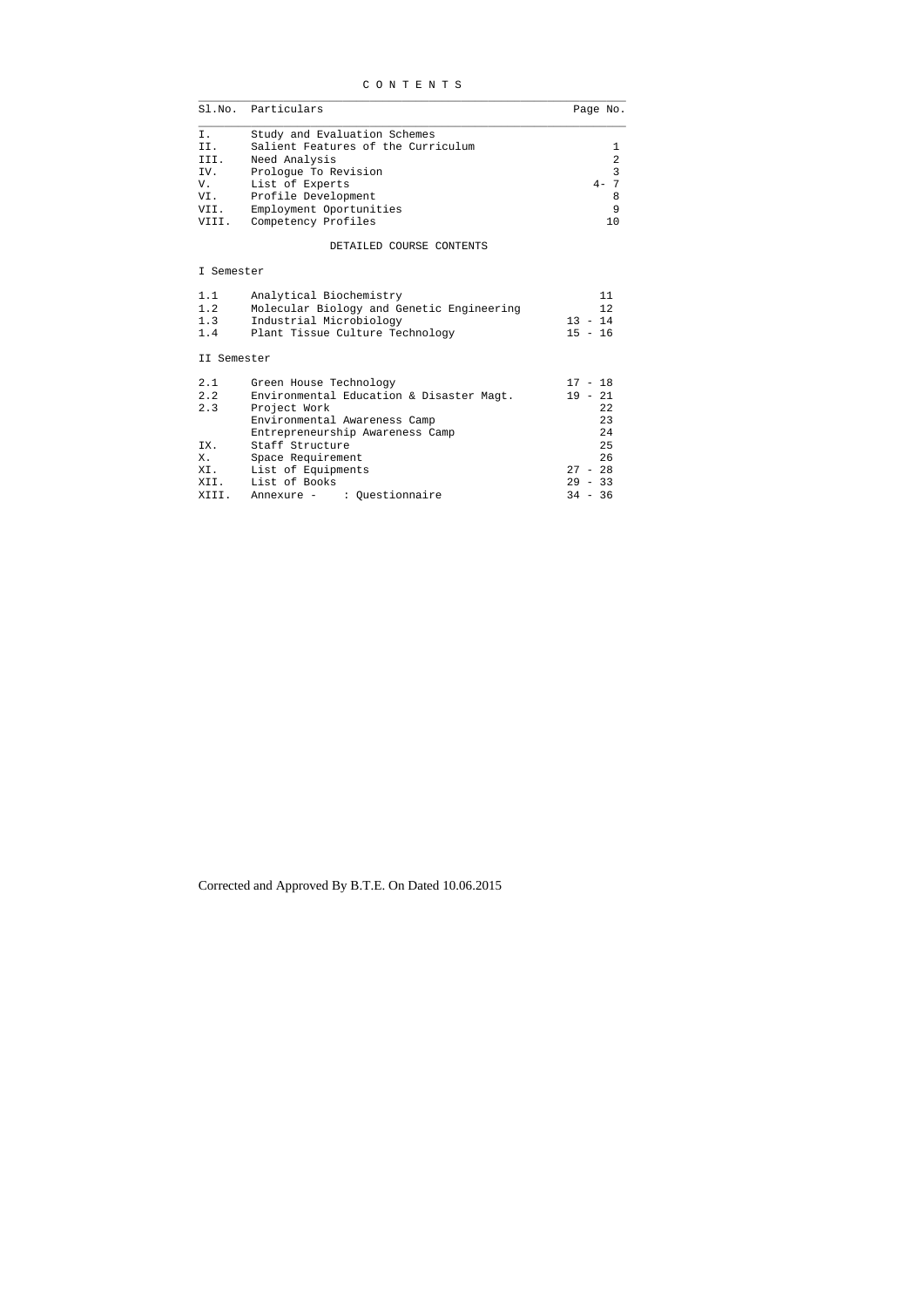# C O N T E N T S

| Sl.No. | Particulars | Page No. |
|---|---|---|
| I. | Study and Evaluation Schemes | |
| II. | Salient Features of the Curriculum | 1 |
| III. | Need Analysis | 2 |
| IV. | Prologue To Revision | 3 |
| V. | List of Experts | 4- 7 |
| VI. | Profile Development | 8 |
| VII. | Employment Oportunities | 9 |
| VIII. | Competency Profiles | 10 |
| | **DETAILED COURSE CONTENTS** | |
| **I Semester** | | |
| 1.1 | Analytical Biochemistry | 11 |
| 1.2 | Molecular Biology and Genetic Engineering | 12 |
| 1.3 | Industrial Microbiology | 13 - 14 |
| 1.4 | Plant Tissue Culture Technology | 15 - 16 |
| **II Semester** | | |
| 2.1 | Green House Technology | 17 - 18 |
| 2.2 | Environmental Education & Disaster Magt. | 19 - 21 |
| 2.3 | Project Work | 22 |
| | Environmental Awareness Camp | 23 |
| | Entrepreneurship Awareness Camp | 24 |
| IX. | Staff Structure | 25 |
| X. | Space Requirement | 26 |
| XI. | List of Equipments | 27 - 28 |
| XII. | List of Books | 29 - 33 |
| XIII. | Annexure - : Questionnaire | 34 - 36 |

Corrected and Approved By B.T.E. On Dated 10.06.2015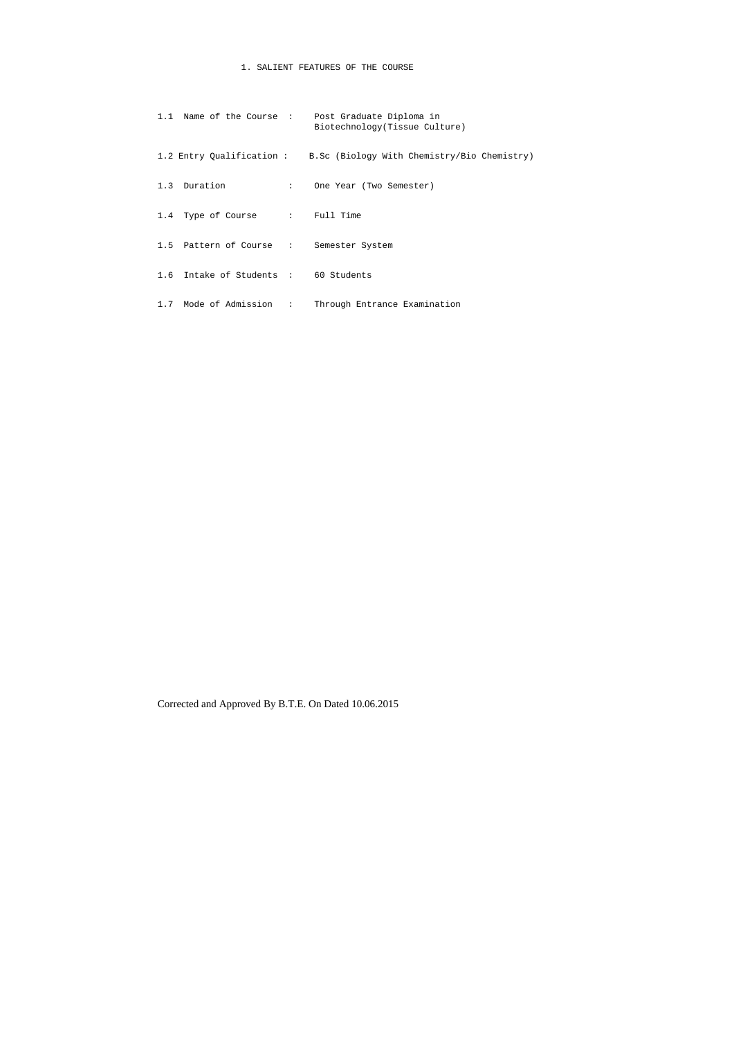# 1. SALIENT FEATURES OF THE COURSE

1.1 Name of the Course : Post Graduate Diploma in Biotechnology(Tissue Culture)

1.2 Entry Qualification : B.Sc (Biology With Chemistry/Bio Chemistry)

1.3 Duration : One Year (Two Semester)

1.4 Type of Course : Full Time

1.5 Pattern of Course : Semester System

1.6 Intake of Students : 60 Students

1.7 Mode of Admission : Through Entrance Examination

Corrected and Approved By B.T.E. On Dated 10.06.2015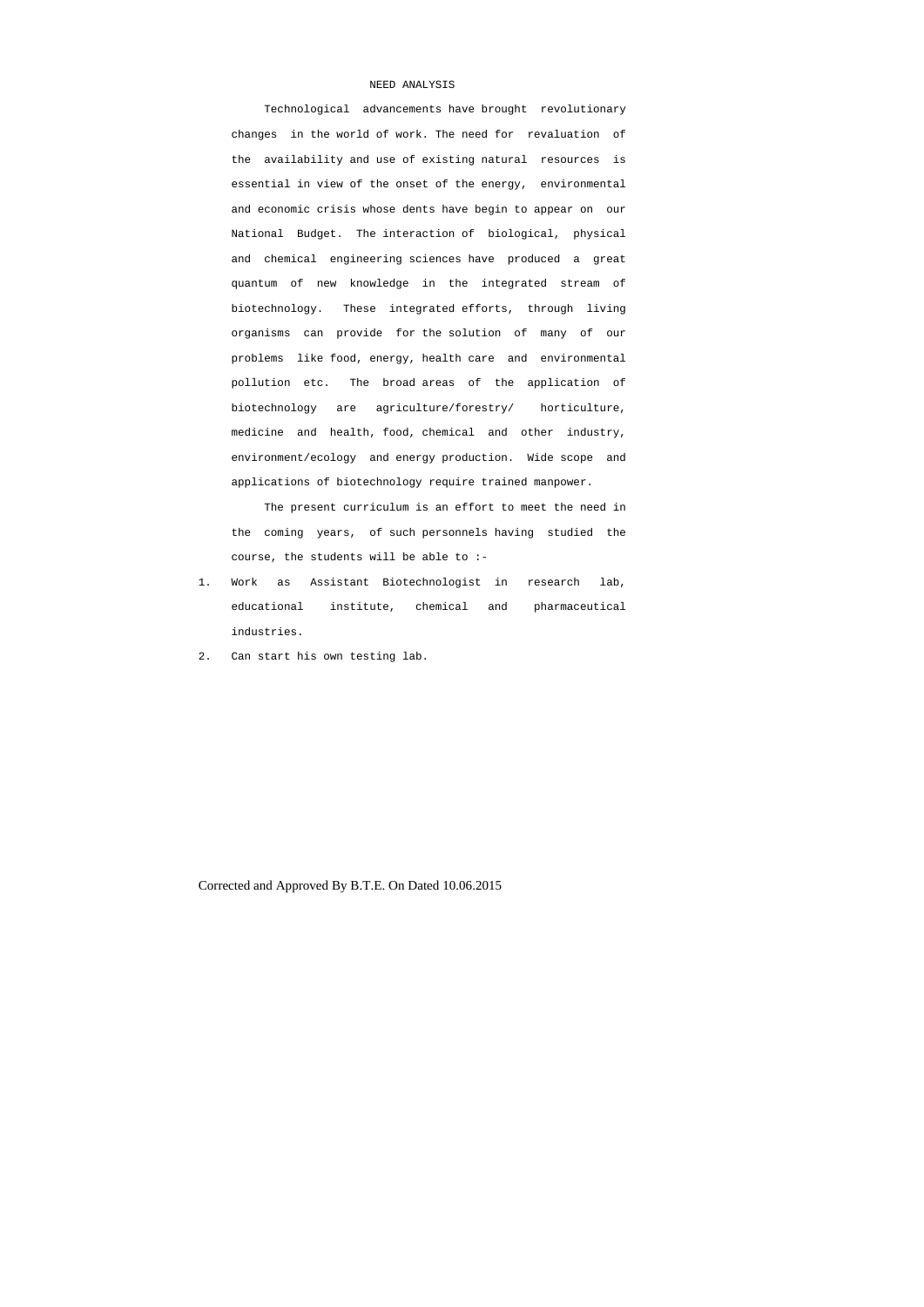# NEED ANALYSIS

Technological advancements have brought revolutionary changes in the world of work. The need for revaluation of the availability and use of existing natural resources is essential in view of the onset of the energy, environmental and economic crisis whose dents have begin to appear on our National Budget. The interaction of biological, physical and chemical engineering sciences have produced a great quantum of new knowledge in the integrated stream of biotechnology. These integrated efforts, through living organisms can provide for the solution of many of our problems like food, energy, health care and environmental pollution etc. The broad areas of the application of biotechnology are agriculture/forestry/ horticulture, medicine and health, food, chemical and other industry, environment/ecology and energy production. Wide scope and applications of biotechnology require trained manpower.

The present curriculum is an effort to meet the need in the coming years, of such personnels having studied the course, the students will be able to :-

1. Work as Assistant Biotechnologist in research lab, educational institute, chemical and pharmaceutical industries.
2. Can start his own testing lab.

Corrected and Approved By B.T.E. On Dated 10.06.2015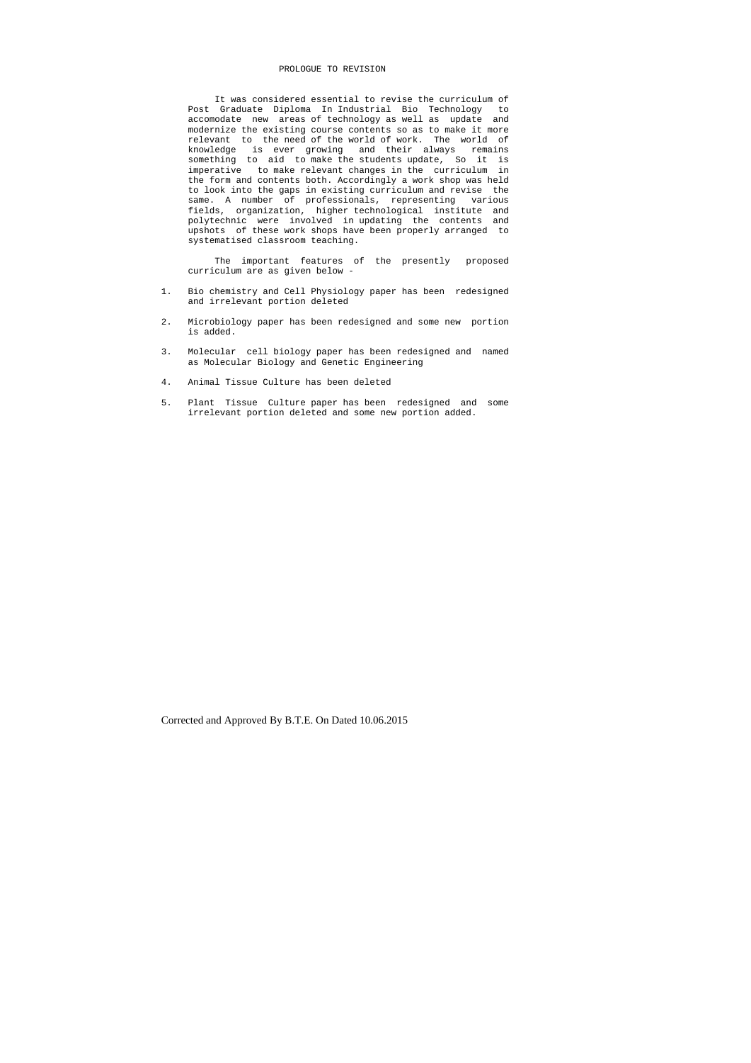# PROLOGUE TO REVISION

It was considered essential to revise the curriculum of Post Graduate Diploma In Industrial Bio Technology to accomodate new areas of technology as well as update and modernize the existing course contents so as to make it more relevant to the need of the world of work. The world of knowledge is ever growing and their always remains something to aid to make the students update, So it is imperative to make relevant changes in the curriculum in the form and contents both. Accordingly a work shop was held to look into the gaps in existing curriculum and revise the same. A number of professionals, representing various fields, organization, higher technological institute and polytechnic were involved in updating the contents and upshots of these work shops have been properly arranged to systematised classroom teaching.

The important features of the presently proposed curriculum are as given below -

1. Bio chemistry and Cell Physiology paper has been redesigned and irrelevant portion deleted
2. Microbiology paper has been redesigned and some new portion is added.
3. Molecular cell biology paper has been redesigned and named as Molecular Biology and Genetic Engineering
4. Animal Tissue Culture has been deleted
5. Plant Tissue Culture paper has been redesigned and some irrelevant portion deleted and some new portion added.

Corrected and Approved By B.T.E. On Dated 10.06.2015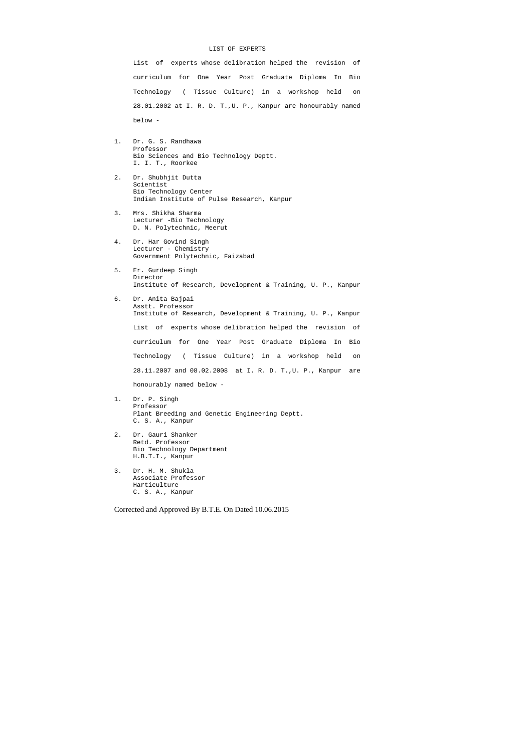# LIST OF EXPERTS

List of experts whose delibration helped the revision of curriculum for One Year Post Graduate Diploma In Bio Technology ( Tissue Culture) in a workshop held on 28.01.2002 at I. R. D. T.,U. P., Kanpur are honourably named below -

1. Dr. G. S. Randhawa
   Professor
   Bio Sciences and Bio Technology Deptt.
   I. I. T., Roorkee

2. Dr. Shubhjit Dutta
   Scientist
   Bio Technology Center
   Indian Institute of Pulse Research, Kanpur

3. Mrs. Shikha Sharma
   Lecturer -Bio Technology
   D. N. Polytechnic, Meerut

4. Dr. Har Govind Singh
   Lecturer - Chemistry
   Government Polytechnic, Faizabad

5. Er. Gurdeep Singh
   Director
   Institute of Research, Development & Training, U. P., Kanpur

6. Dr. Anita Bajpai
   Asstt. Professor
   Institute of Research, Development & Training, U. P., Kanpur

List of experts whose delibration helped the revision of curriculum for One Year Post Graduate Diploma In Bio Technology ( Tissue Culture) in a workshop held on 28.11.2007 and 08.02.2008 at I. R. D. T.,U. P., Kanpur are honourably named below -

1. Dr. P. Singh
   Professor
   Plant Breeding and Genetic Engineering Deptt.
   C. S. A., Kanpur

2. Dr. Gauri Shanker
   Retd. Professor
   Bio Technology Department
   H.B.T.I., Kanpur

3. Dr. H. M. Shukla
   Associate Professor
   Harticulture
   C. S. A., Kanpur

Corrected and Approved By B.T.E. On Dated 10.06.2015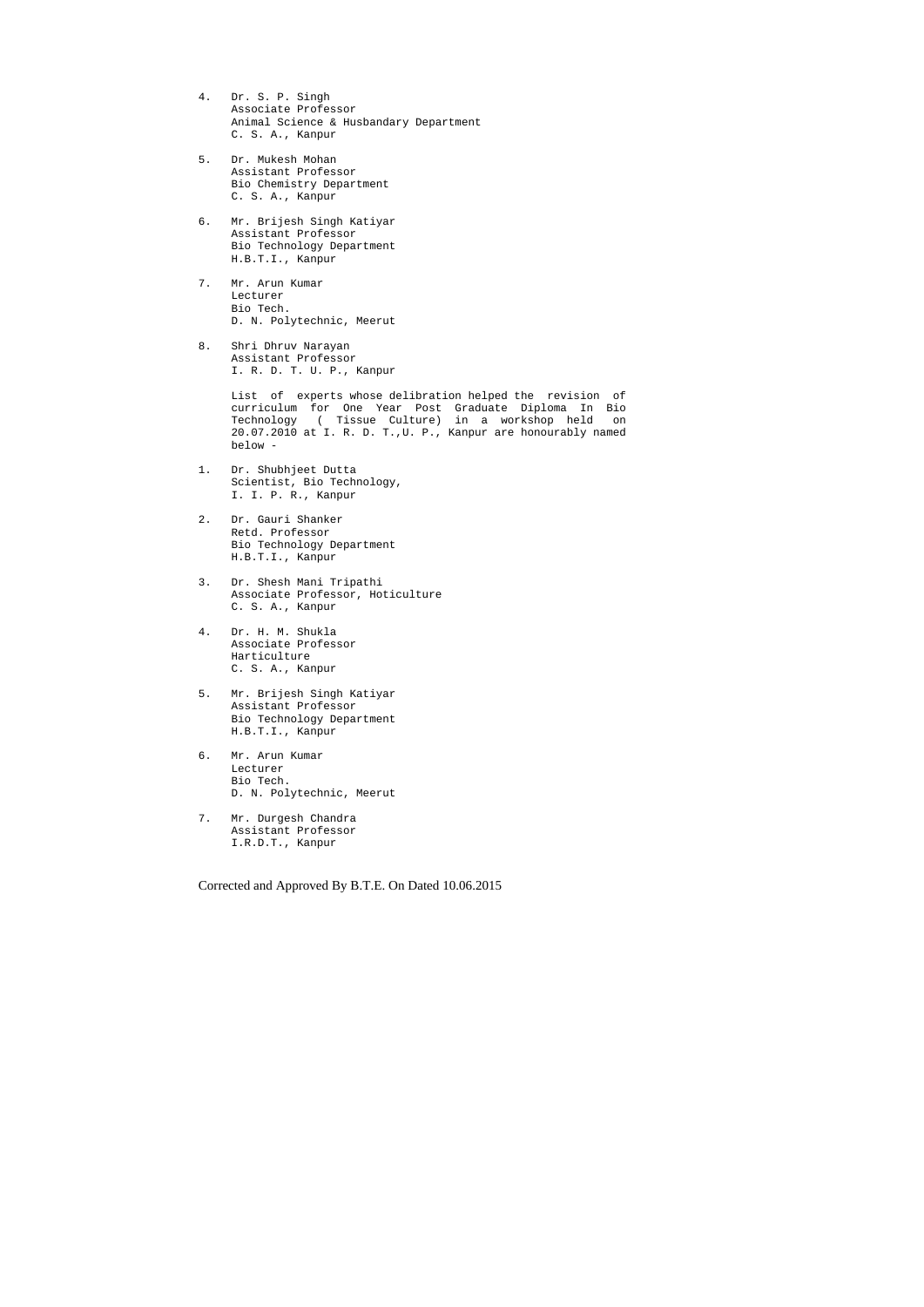4. Dr. S. P. Singh
   Associate Professor
   Animal Science & Husbandary Department
   C. S. A., Kanpur

5. Dr. Mukesh Mohan
   Assistant Professor
   Bio Chemistry Department
   C. S. A., Kanpur

6. Mr. Brijesh Singh Katiyar
   Assistant Professor
   Bio Technology Department
   H.B.T.I., Kanpur

7. Mr. Arun Kumar
   Lecturer
   Bio Tech.
   D. N. Polytechnic, Meerut

8. Shri Dhruv Narayan
   Assistant Professor
   I. R. D. T. U. P., Kanpur

List of experts whose delibration helped the revision of curriculum for One Year Post Graduate Diploma In Bio Technology ( Tissue Culture) in a workshop held on 20.07.2010 at I. R. D. T.,U. P., Kanpur are honourably named below -

1. Dr. Shubhjeet Dutta
   Scientist, Bio Technology,
   I. I. P. R., Kanpur

2. Dr. Gauri Shanker
   Retd. Professor
   Bio Technology Department
   H.B.T.I., Kanpur

3. Dr. Shesh Mani Tripathi
   Associate Professor, Hoticulture
   C. S. A., Kanpur

4. Dr. H. M. Shukla
   Associate Professor
   Harticulture
   C. S. A., Kanpur

5. Mr. Brijesh Singh Katiyar
   Assistant Professor
   Bio Technology Department
   H.B.T.I., Kanpur

6. Mr. Arun Kumar
   Lecturer
   Bio Tech.
   D. N. Polytechnic, Meerut

7. Mr. Durgesh Chandra
   Assistant Professor
   I.R.D.T., Kanpur

Corrected and Approved By B.T.E. On Dated 10.06.2015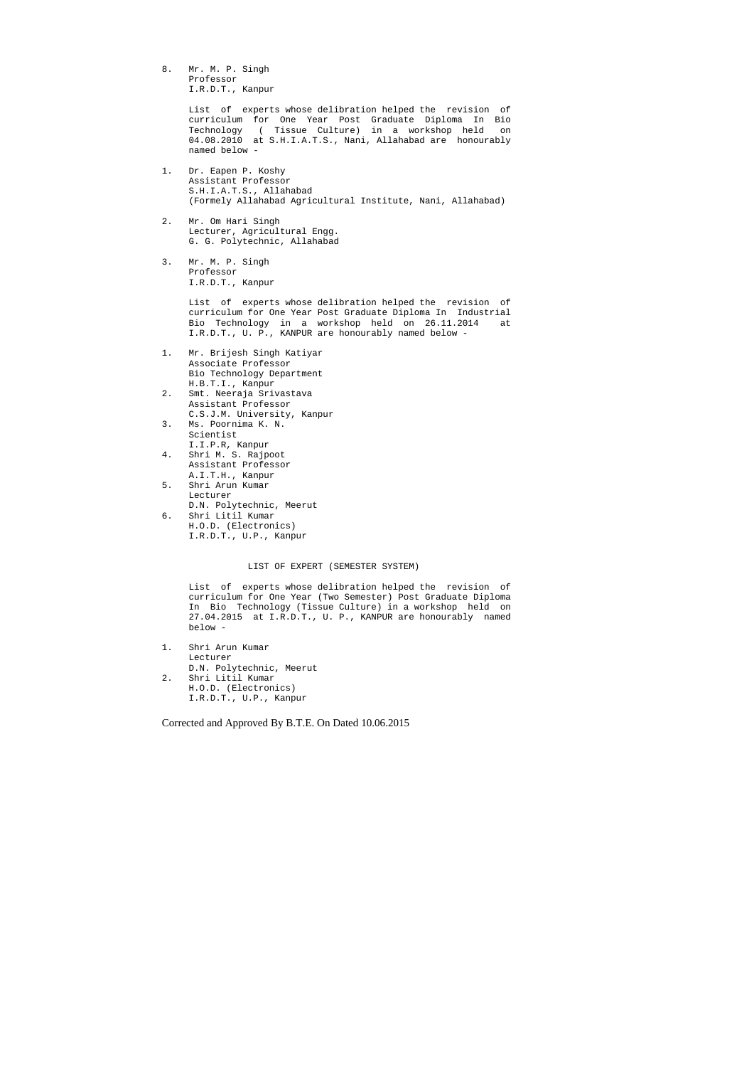8. Mr. M. P. Singh
   Professor
   I.R.D.T., Kanpur

List of experts whose delibration helped the revision of curriculum for One Year Post Graduate Diploma In Bio Technology ( Tissue Culture) in a workshop held on 04.08.2010 at S.H.I.A.T.S., Nani, Allahabad are honourably named below -

1. Dr. Eapen P. Koshy
   Assistant Professor
   S.H.I.A.T.S., Allahabad
   (Formely Allahabad Agricultural Institute, Nani, Allahabad)

2. Mr. Om Hari Singh
   Lecturer, Agricultural Engg.
   G. G. Polytechnic, Allahabad

3. Mr. M. P. Singh
   Professor
   I.R.D.T., Kanpur

List of experts whose delibration helped the revision of curriculum for One Year Post Graduate Diploma In Industrial Bio Technology in a workshop held on 26.11.2014 at I.R.D.T., U. P., KANPUR are honourably named below -

1. Mr. Brijesh Singh Katiyar
   Associate Professor
   Bio Technology Department
   H.B.T.I., Kanpur
2. Smt. Neeraja Srivastava
   Assistant Professor
   C.S.J.M. University, Kanpur
3. Ms. Poornima K. N.
   Scientist
   I.I.P.R, Kanpur
4. Shri M. S. Rajpoot
   Assistant Professor
   A.I.T.H., Kanpur
5. Shri Arun Kumar
   Lecturer
   D.N. Polytechnic, Meerut
6. Shri Litil Kumar
   H.O.D. (Electronics)
   I.R.D.T., U.P., Kanpur

LIST OF EXPERT (SEMESTER SYSTEM)

List of experts whose delibration helped the revision of curriculum for One Year (Two Semester) Post Graduate Diploma In Bio Technology (Tissue Culture) in a workshop held on 27.04.2015 at I.R.D.T., U. P., KANPUR are honourably named below -

1. Shri Arun Kumar
   Lecturer
   D.N. Polytechnic, Meerut
2. Shri Litil Kumar
   H.O.D. (Electronics)
   I.R.D.T., U.P., Kanpur

Corrected and Approved By B.T.E. On Dated 10.06.2015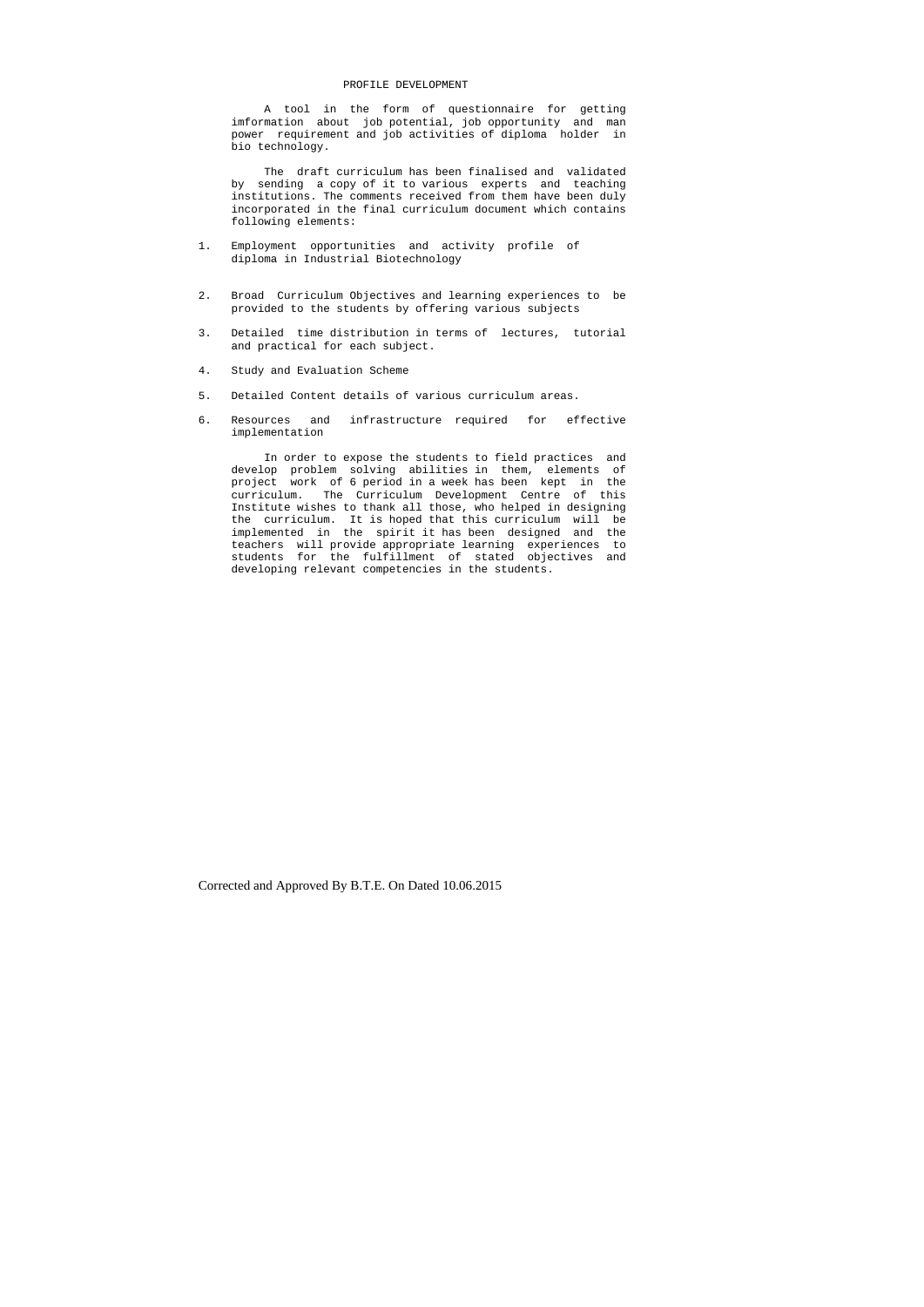# PROFILE DEVELOPMENT

A tool in the form of questionnaire for getting imformation about job potential, job opportunity and man power requirement and job activities of diploma holder in bio technology.

The draft curriculum has been finalised and validated by sending a copy of it to various experts and teaching institutions. The comments received from them have been duly incorporated in the final curriculum document which contains following elements:

1. Employment opportunities and activity profile of diploma in Industrial Biotechnology
2. Broad Curriculum Objectives and learning experiences to be provided to the students by offering various subjects
3. Detailed time distribution in terms of lectures, tutorial and practical for each subject.
4. Study and Evaluation Scheme
5. Detailed Content details of various curriculum areas.
6. Resources and infrastructure required for effective implementation

In order to expose the students to field practices and develop problem solving abilities in them, elements of project work of 6 period in a week has been kept in the curriculum. The Curriculum Development Centre of this Institute wishes to thank all those, who helped in designing the curriculum. It is hoped that this curriculum will be implemented in the spirit it has been designed and the teachers will provide appropriate learning experiences to students for the fulfillment of stated objectives and developing relevant competencies in the students.

Corrected and Approved By B.T.E. On Dated 10.06.2015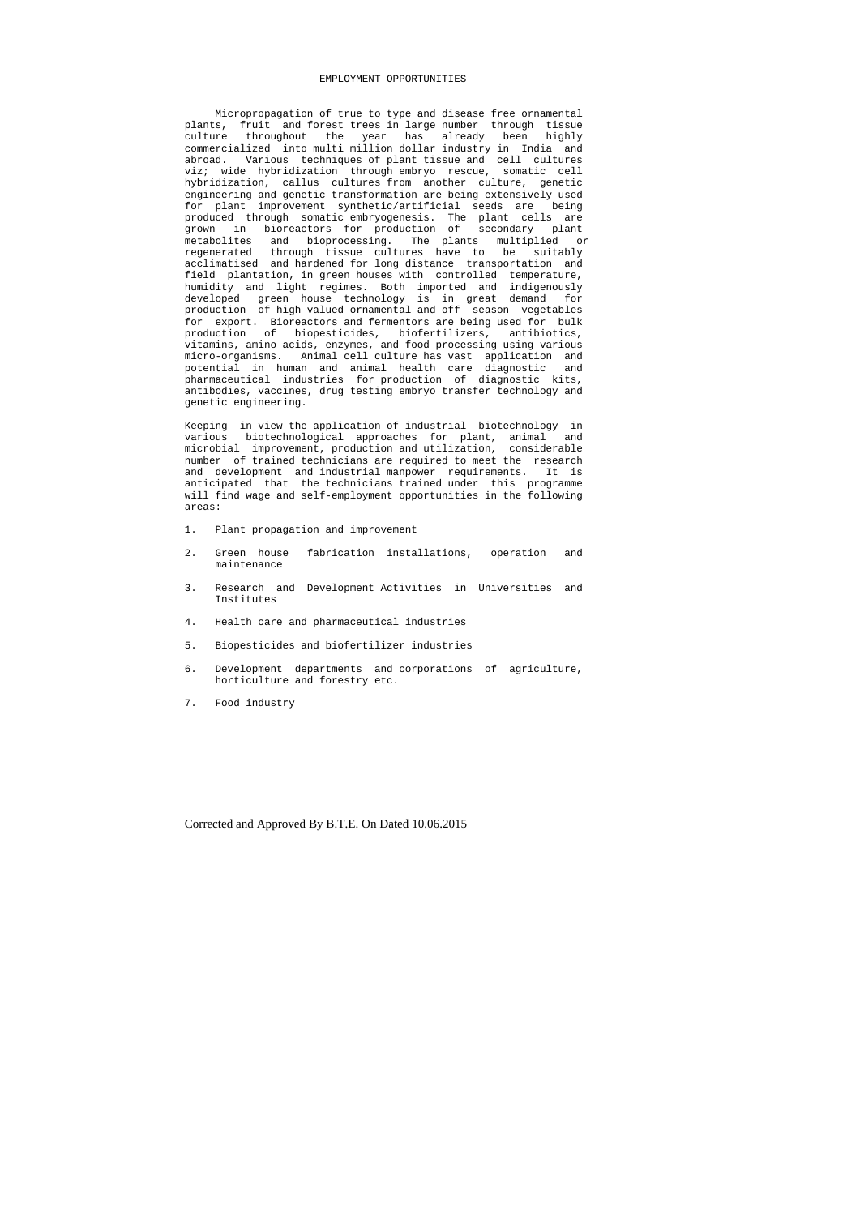# EMPLOYMENT OPPORTUNITIES

Micropropagation of true to type and disease free ornamental plants, fruit and forest trees in large number through tissue culture throughout the year has already been highly commercialized into multi million dollar industry in India and abroad. Various techniques of plant tissue and cell cultures viz; wide hybridization through embryo rescue, somatic cell hybridization, callus cultures from another culture, genetic engineering and genetic transformation are being extensively used for plant improvement synthetic/artificial seeds are being produced through somatic embryogenesis. The plant cells are grown in bioreactors for production of secondary plant metabolites and bioprocessing. The plants multiplied or regenerated through tissue cultures have to be suitably acclimatised and hardened for long distance transportation and field plantation, in green houses with controlled temperature, humidity and light regimes. Both imported and indigenously developed green house technology is in great demand for production of high valued ornamental and off season vegetables for export. Bioreactors and fermentors are being used for bulk production of biopesticides, biofertilizers, antibiotics, vitamins, amino acids, enzymes, and food processing using various micro-organisms. Animal cell culture has vast application and potential in human and animal health care diagnostic and pharmaceutical industries for production of diagnostic kits, antibodies, vaccines, drug testing embryo transfer technology and genetic engineering.

Keeping in view the application of industrial biotechnology in various biotechnological approaches for plant, animal and microbial improvement, production and utilization, considerable number of trained technicians are required to meet the research and development and industrial manpower requirements. It is anticipated that the technicians trained under this programme will find wage and self-employment opportunities in the following areas:

1. Plant propagation and improvement
2. Green house fabrication installations, operation and maintenance
3. Research and Development Activities in Universities and Institutes
4. Health care and pharmaceutical industries
5. Biopesticides and biofertilizer industries
6. Development departments and corporations of agriculture, horticulture and forestry etc.
7. Food industry

Corrected and Approved By B.T.E. On Dated 10.06.2015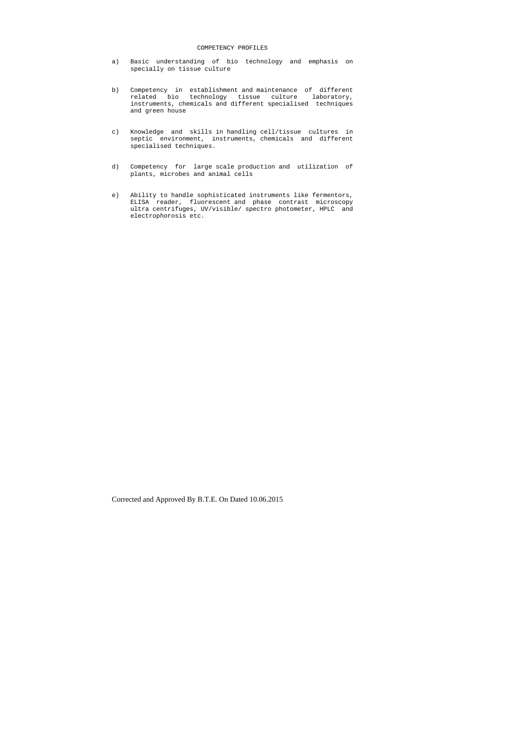# COMPETENCY PROFILES

a) Basic understanding of bio technology and emphasis on specially on tissue culture

b) Competency in establishment and maintenance of different related bio technology tissue culture laboratory, instruments, chemicals and different specialised techniques and green house

c) Knowledge and skills in handling cell/tissue cultures in septic environment, instruments, chemicals and different specialised techniques.

d) Competency for large scale production and utilization of plants, microbes and animal cells

e) Ability to handle sophisticated instruments like fermentors, ELISA reader, fluorescent and phase contrast microscopy ultra centrifuges, UV/visible/ spectro photometer, HPLC and electrophorosis etc.

Corrected and Approved By B.T.E. On Dated 10.06.2015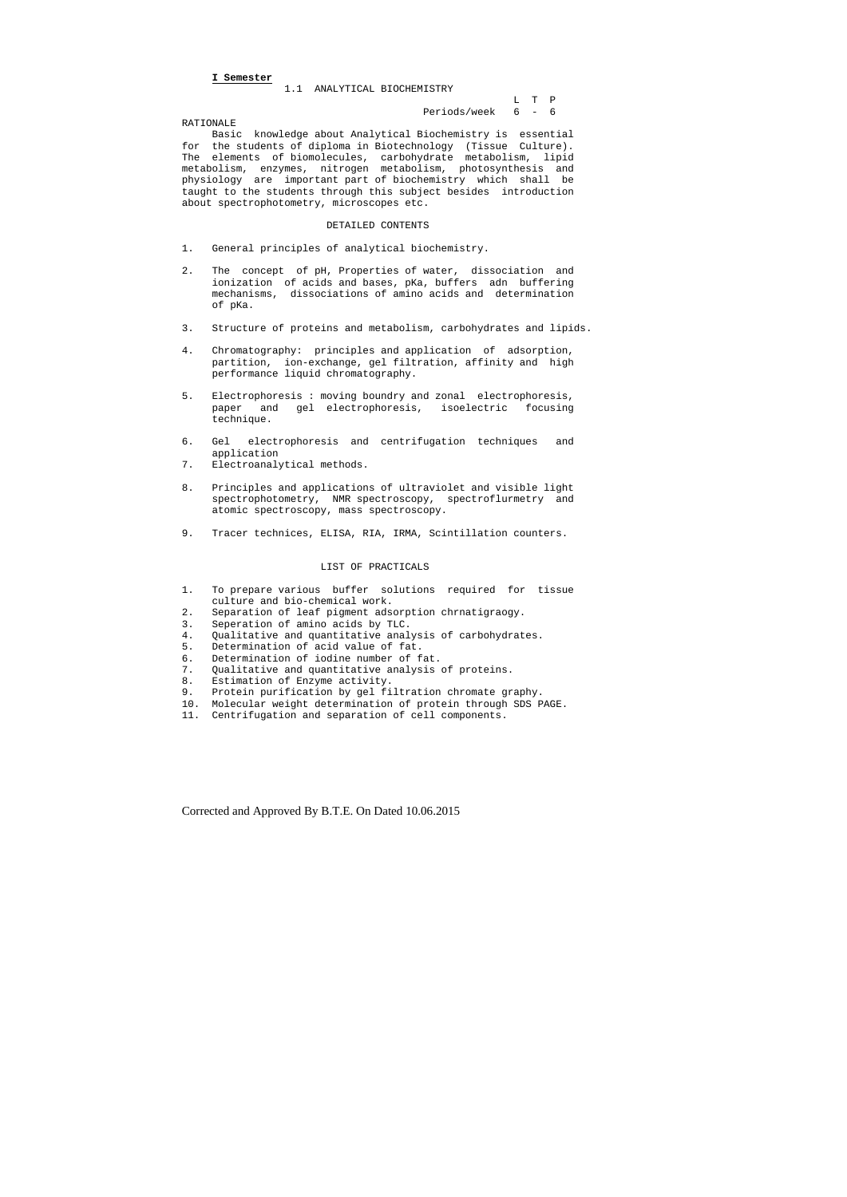**I Semester**

## 1.1 ANALYTICAL BIOCHEMISTRY

| | L | T | P |
|---|---|---|---|
| Periods/week | 6 | - | 6 |

RATIONALE

Basic knowledge about Analytical Biochemistry is essential for the students of diploma in Biotechnology (Tissue Culture). The elements of biomolecules, carbohydrate metabolism, lipid metabolism, enzymes, nitrogen metabolism, photosynthesis and physiology are important part of biochemistry which shall be taught to the students through this subject besides introduction about spectrophotometry, microscopes etc.

### DETAILED CONTENTS

1. General principles of analytical biochemistry.

2. The concept of pH, Properties of water, dissociation and ionization of acids and bases, pKa, buffers adn buffering mechanisms, dissociations of amino acids and determination of pKa.

3. Structure of proteins and metabolism, carbohydrates and lipids.

4. Chromatography: principles and application of adsorption, partition, ion-exchange, gel filtration, affinity and high performance liquid chromatography.

5. Electrophoresis : moving boundry and zonal electrophoresis, paper and gel electrophoresis, isoelectric focusing technique.

6. Gel electrophoresis and centrifugation techniques and application
7. Electroanalytical methods.

8. Principles and applications of ultraviolet and visible light spectrophotometry, NMR spectroscopy, spectroflurmetry and atomic spectroscopy, mass spectroscopy.

9. Tracer technices, ELISA, RIA, IRMA, Scintillation counters.

### LIST OF PRACTICALS

1. To prepare various buffer solutions required for tissue culture and bio-chemical work.
2. Separation of leaf pigment adsorption chrnatigraogy.
3. Seperation of amino acids by TLC.
4. Qualitative and quantitative analysis of carbohydrates.
5. Determination of acid value of fat.
6. Determination of iodine number of fat.
7. Qualitative and quantitative analysis of proteins.
8. Estimation of Enzyme activity.
9. Protein purification by gel filtration chromate graphy.
10. Molecular weight determination of protein through SDS PAGE.
11. Centrifugation and separation of cell components.

Corrected and Approved By B.T.E. On Dated 10.06.2015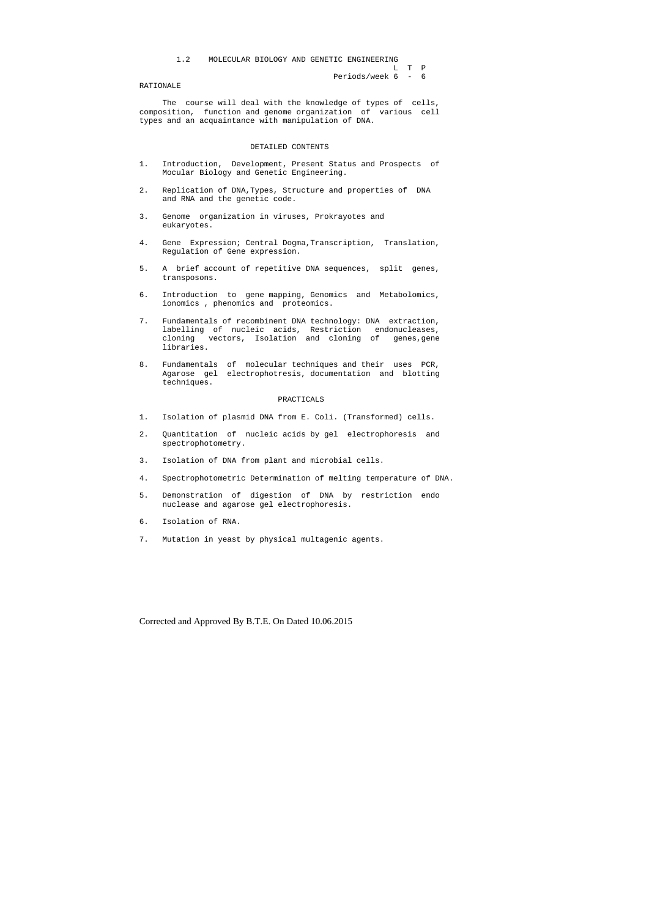# 1.2 MOLECULAR BIOLOGY AND GENETIC ENGINEERING

| | L | T | P |
|---|---|---|---|
| Periods/week | 6 | - | 6 |

## RATIONALE

The course will deal with the knowledge of types of cells, composition, function and genome organization of various cell types and an acquaintance with manipulation of DNA.

## DETAILED CONTENTS

1. Introduction, Development, Present Status and Prospects of Mocular Biology and Genetic Engineering.

2. Replication of DNA,Types, Structure and properties of DNA and RNA and the genetic code.

3. Genome organization in viruses, Prokrayotes and eukaryotes.

4. Gene Expression; Central Dogma,Transcription, Translation, Regulation of Gene expression.

5. A brief account of repetitive DNA sequences, split genes, transposons.

6. Introduction to gene mapping, Genomics and Metabolomics, ionomics , phenomics and proteomics.

7. Fundamentals of recombinent DNA technology: DNA extraction, labelling of nucleic acids, Restriction endonucleases, cloning vectors, Isolation and cloning of genes,gene libraries.

8. Fundamentals of molecular techniques and their uses PCR, Agarose gel electrophotresis, documentation and blotting techniques.

## PRACTICALS

1. Isolation of plasmid DNA from E. Coli. (Transformed) cells.

2. Quantitation of nucleic acids by gel electrophoresis and spectrophotometry.

3. Isolation of DNA from plant and microbial cells.

4. Spectrophotometric Determination of melting temperature of DNA.

5. Demonstration of digestion of DNA by restriction endo nuclease and agarose gel electrophoresis.

6. Isolation of RNA.

7. Mutation in yeast by physical multagenic agents.

Corrected and Approved By B.T.E. On Dated 10.06.2015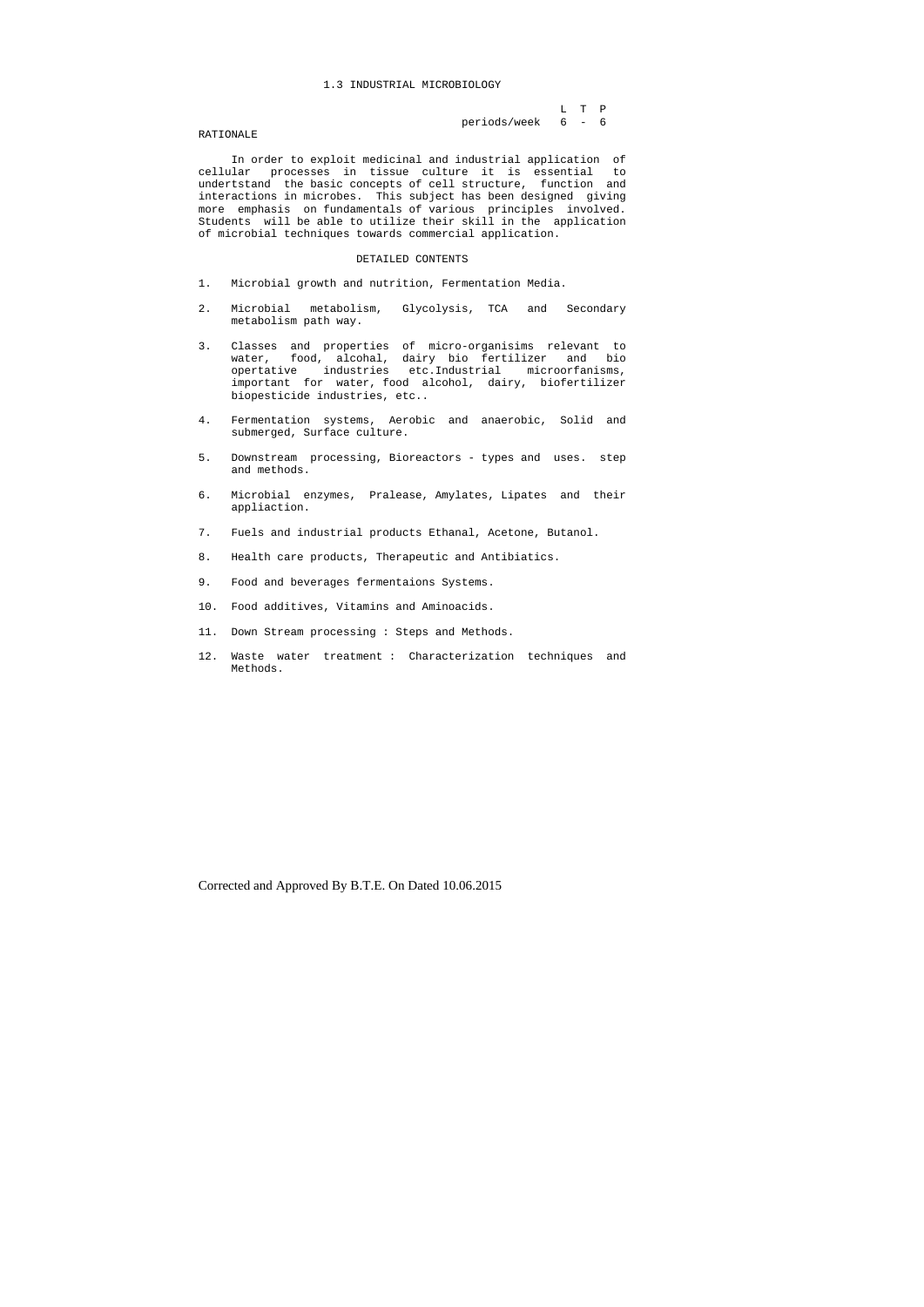## 1.3 INDUSTRIAL MICROBIOLOGY

| | L | T | P |
|---|---|---|---|
| periods/week | 6 | - | 6 |

RATIONALE

In order to exploit medicinal and industrial application of cellular processes in tissue culture it is essential to undertstand the basic concepts of cell structure, function and interactions in microbes. This subject has been designed giving more emphasis on fundamentals of various principles involved. Students will be able to utilize their skill in the application of microbial techniques towards commercial application.

### DETAILED CONTENTS

1. Microbial growth and nutrition, Fermentation Media.
2. Microbial metabolism, Glycolysis, TCA and Secondary metabolism path way.
3. Classes and properties of micro-organisims relevant to water, food, alcohal, dairy bio fertilizer and bio opertative industries etc.Industrial microorfanisms, important for water, food alcohol, dairy, biofertilizer biopesticide industries, etc..
4. Fermentation systems, Aerobic and anaerobic, Solid and submerged, Surface culture.
5. Downstream processing, Bioreactors - types and uses. step and methods.
6. Microbial enzymes, Pralease, Amylates, Lipates and their appliaction.
7. Fuels and industrial products Ethanal, Acetone, Butanol.
8. Health care products, Therapeutic and Antibiatics.
9. Food and beverages fermentaions Systems.
10. Food additives, Vitamins and Aminoacids.
11. Down Stream processing : Steps and Methods.
12. Waste water treatment : Characterization techniques and Methods.

Corrected and Approved By B.T.E. On Dated 10.06.2015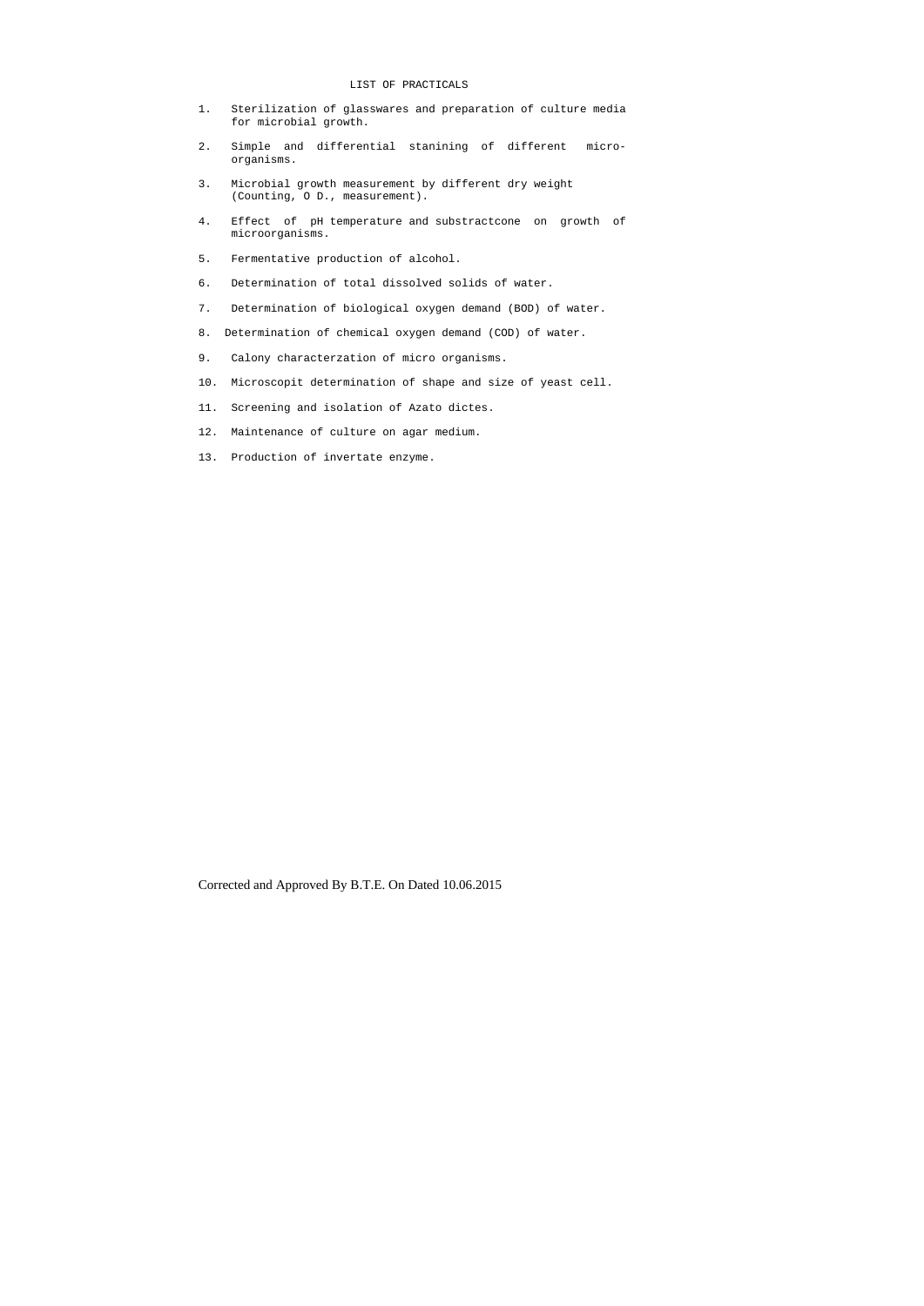# LIST OF PRACTICALS

1. Sterilization of glasswares and preparation of culture media for microbial growth.
2. Simple and differential stanining of different micro-organisms.
3. Microbial growth measurement by different dry weight (Counting, O D., measurement).
4. Effect of pH temperature and substractcone on growth of microorganisms.
5. Fermentative production of alcohol.
6. Determination of total dissolved solids of water.
7. Determination of biological oxygen demand (BOD) of water.
8. Determination of chemical oxygen demand (COD) of water.
9. Calony characterzation of micro organisms.
10. Microscopit determination of shape and size of yeast cell.
11. Screening and isolation of Azato dictes.
12. Maintenance of culture on agar medium.
13. Production of invertate enzyme.

Corrected and Approved By B.T.E. On Dated 10.06.2015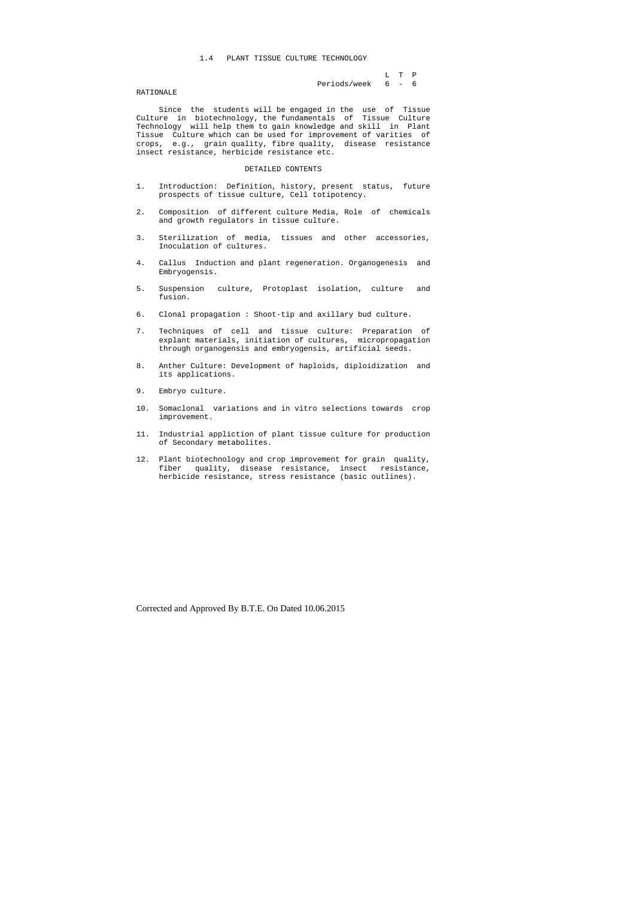## 1.4 PLANT TISSUE CULTURE TECHNOLOGY

| | L | T | P |
|---|---|---|---|
| Periods/week | 6 | - | 6 |

### RATIONALE

Since the students will be engaged in the use of Tissue Culture in biotechnology, the fundamentals of Tissue Culture Technology will help them to gain knowledge and skill in Plant Tissue Culture which can be used for improvement of varities of crops, e.g., grain quality, fibre quality, disease resistance insect resistance, herbicide resistance etc.

### DETAILED CONTENTS

1. Introduction: Definition, history, present status, future prospects of tissue culture, Cell totipotency.

2. Composition of different culture Media, Role of chemicals and growth regulators in tissue culture.

3. Sterilization of media, tissues and other accessories, Inoculation of cultures.

4. Callus Induction and plant regeneration. Organogenesis and Embryogensis.

5. Suspension culture, Protoplast isolation, culture and fusion.

6. Clonal propagation : Shoot-tip and axillary bud culture.

7. Techniques of cell and tissue culture: Preparation of explant materials, initiation of cultures, micropropagation through organogensis and embryogensis, artificial seeds.

8. Anther Culture: Development of haploids, diploidization and its applications.

9. Embryo culture.

10. Somaclonal variations and in vitro selections towards crop improvement.

11. Industrial appliction of plant tissue culture for production of Secondary metabolites.

12. Plant biotechnology and crop improvement for grain quality, fiber quality, disease resistance, insect resistance, herbicide resistance, stress resistance (basic outlines).

Corrected and Approved By B.T.E. On Dated 10.06.2015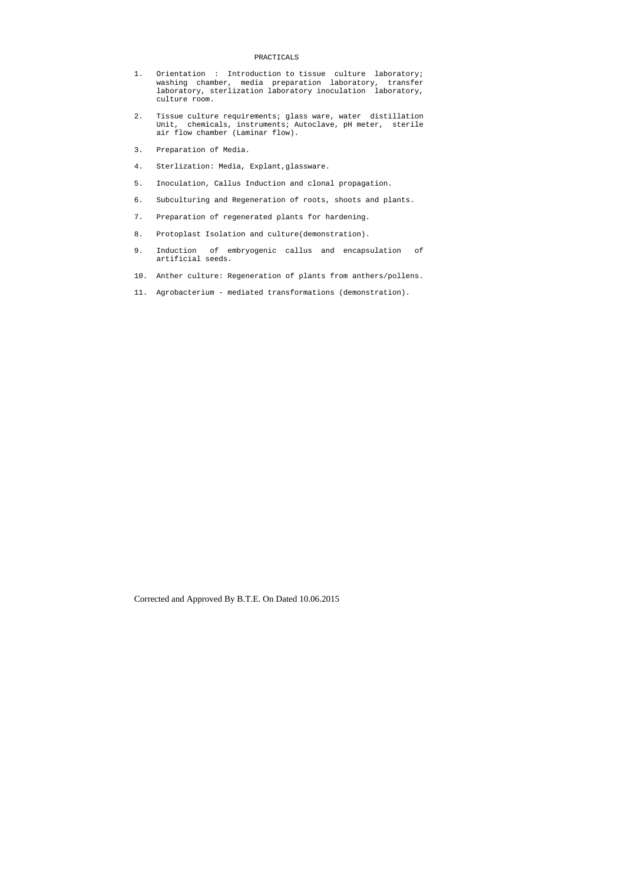## PRACTICALS

1. Orientation : Introduction to tissue culture laboratory; washing chamber, media preparation laboratory, transfer laboratory, sterlization laboratory inoculation laboratory, culture room.

2. Tissue culture requirements; glass ware, water distillation Unit, chemicals, instruments; Autoclave, pH meter, sterile air flow chamber (Laminar flow).

3. Preparation of Media.

4. Sterlization: Media, Explant,glassware.

5. Inoculation, Callus Induction and clonal propagation.

6. Subculturing and Regeneration of roots, shoots and plants.

7. Preparation of regenerated plants for hardening.

8. Protoplast Isolation and culture(demonstration).

9. Induction of embryogenic callus and encapsulation of artificial seeds.

10. Anther culture: Regeneration of plants from anthers/pollens.

11. Agrobacterium - mediated transformations (demonstration).

Corrected and Approved By B.T.E. On Dated 10.06.2015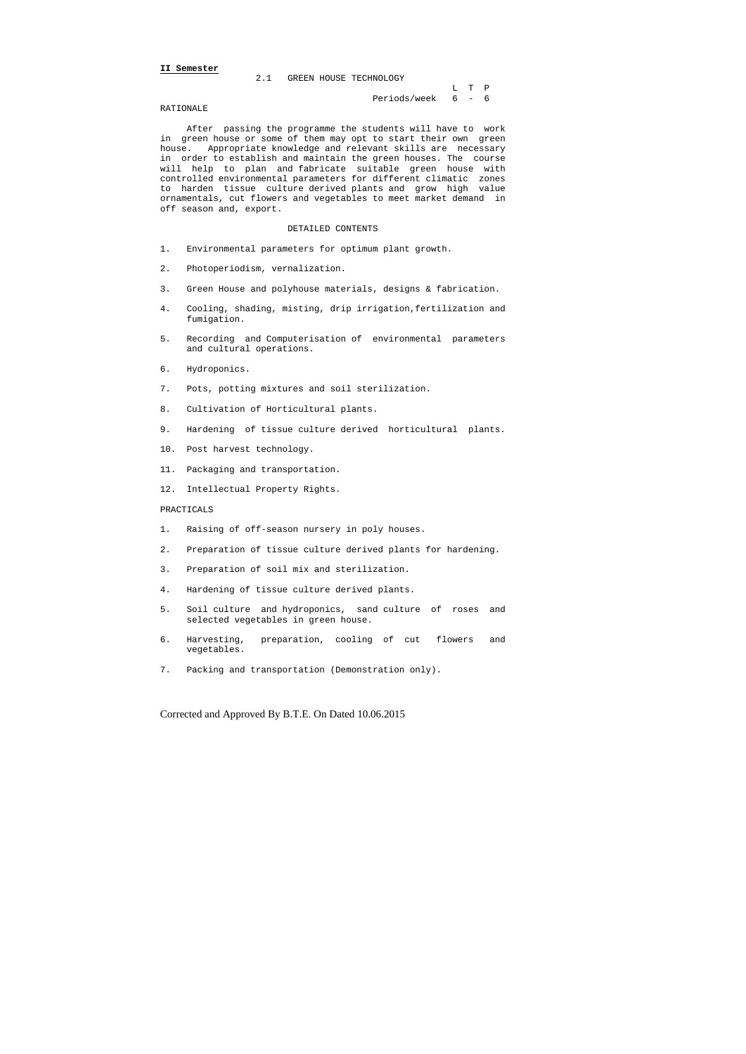**II Semester**

## 2.1 GREEN HOUSE TECHNOLOGY

| | L | T | P |
|---|---|---|---|
| Periods/week | 6 | - | 6 |

RATIONALE

After passing the programme the students will have to work in green house or some of them may opt to start their own green house. Appropriate knowledge and relevant skills are necessary in order to establish and maintain the green houses. The course will help to plan and fabricate suitable green house with controlled environmental parameters for different climatic zones to harden tissue culture derived plants and grow high value ornamentals, cut flowers and vegetables to meet market demand in off season and, export.

DETAILED CONTENTS

1. Environmental parameters for optimum plant growth.
2. Photoperiodism, vernalization.
3. Green House and polyhouse materials, designs & fabrication.
4. Cooling, shading, misting, drip irrigation,fertilization and fumigation.
5. Recording and Computerisation of environmental parameters and cultural operations.
6. Hydroponics.
7. Pots, potting mixtures and soil sterilization.
8. Cultivation of Horticultural plants.
9. Hardening of tissue culture derived horticultural plants.
10. Post harvest technology.
11. Packaging and transportation.
12. Intellectual Property Rights.

PRACTICALS

1. Raising of off-season nursery in poly houses.
2. Preparation of tissue culture derived plants for hardening.
3. Preparation of soil mix and sterilization.
4. Hardening of tissue culture derived plants.
5. Soil culture and hydroponics, sand culture of roses and selected vegetables in green house.
6. Harvesting, preparation, cooling of cut flowers and vegetables.
7. Packing and transportation (Demonstration only).

Corrected and Approved By B.T.E. On Dated 10.06.2015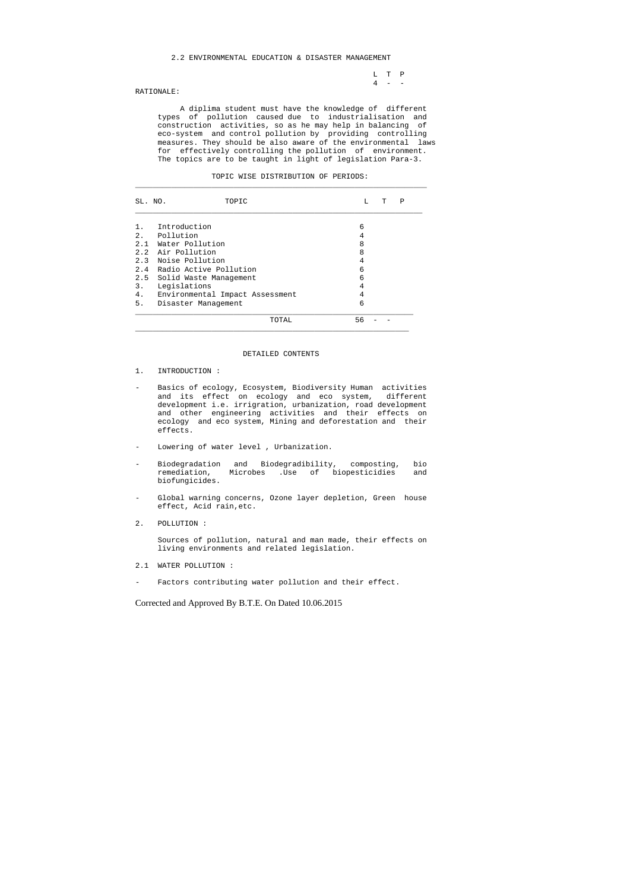## 2.2 ENVIRONMENTAL EDUCATION & DISASTER MANAGEMENT

| L | T | P |
|---|---|---|
| 4 | - | - |

RATIONALE:

A diplima student must have the knowledge of different types of pollution caused due to industrialisation and construction activities, so as he may help in balancing of eco-system and control pollution by providing controlling measures. They should be also aware of the environmental laws for effectively controlling the pollution of environment. The topics are to be taught in light of legislation Para-3.

TOPIC WISE DISTRIBUTION OF PERIODS:

| SL. NO. | TOPIC | L | T | P |
|---|---|---|---|---|
| 1. | Introduction | 6 | | |
| 2. | Pollution | 4 | | |
| 2.1 | Water Pollution | 8 | | |
| 2.2 | Air Pollution | 8 | | |
| 2.3 | Noise Pollution | 4 | | |
| 2.4 | Radio Active Pollution | 6 | | |
| 2.5 | Solid Waste Management | 6 | | |
| 3. | Legislations | 4 | | |
| 4. | Environmental Impact Assessment | 4 | | |
| 5. | Disaster Management | 6 | | |
| | TOTAL | 56 | - | - |

### DETAILED CONTENTS

1. INTRODUCTION :

- Basics of ecology, Ecosystem, Biodiversity Human activities and its effect on ecology and eco system, different development i.e. irrigration, urbanization, road development and other engineering activities and their effects on ecology and eco system, Mining and deforestation and their effects.

- Lowering of water level , Urbanization.

- Biodegradation and Biodegradibility, composting, bio remediation, Microbes .Use of biopesticidies and biofungicides.

- Global warning concerns, Ozone layer depletion, Green house effect, Acid rain,etc.

2. POLLUTION :

Sources of pollution, natural and man made, their effects on living environments and related legislation.

2.1 WATER POLLUTION :

- Factors contributing water pollution and their effect.

Corrected and Approved By B.T.E. On Dated 10.06.2015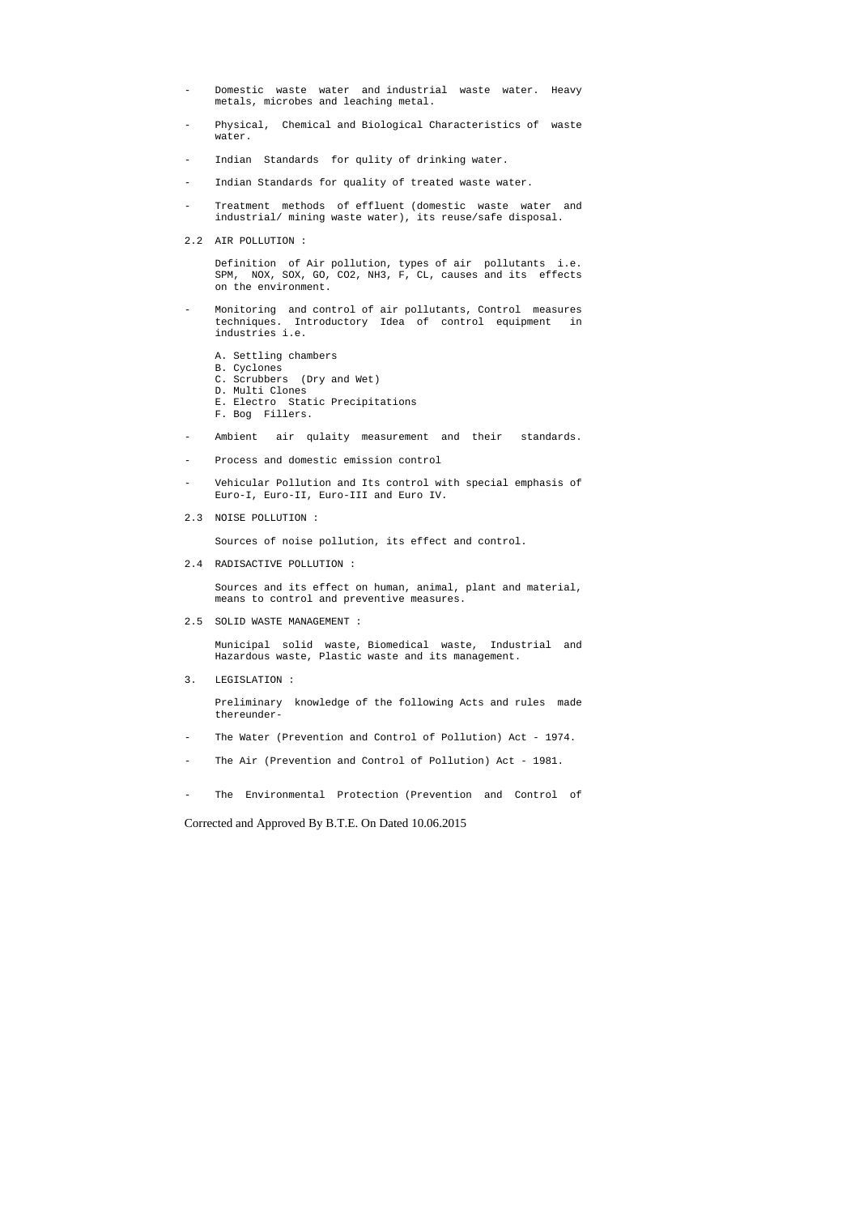- Domestic waste water and industrial waste water. Heavy metals, microbes and leaching metal.

- Physical, Chemical and Biological Characteristics of waste water.

- Indian Standards for qulity of drinking water.

- Indian Standards for quality of treated waste water.

- Treatment methods of effluent (domestic waste water and industrial/ mining waste water), its reuse/safe disposal.

2.2 AIR POLLUTION :

Definition of Air pollution, types of air pollutants i.e. SPM, NOX, SOX, GO, CO2, NH3, F, CL, causes and its effects on the environment.

- Monitoring and control of air pollutants, Control measures techniques. Introductory Idea of control equipment in industries i.e.

  A. Settling chambers
  B. Cyclones
  C. Scrubbers (Dry and Wet)
  D. Multi Clones
  E. Electro Static Precipitations
  F. Bog Fillers.

- Ambient air qulaity measurement and their standards.

- Process and domestic emission control

- Vehicular Pollution and Its control with special emphasis of Euro-I, Euro-II, Euro-III and Euro IV.

2.3 NOISE POLLUTION :

Sources of noise pollution, its effect and control.

2.4 RADISACTIVE POLLUTION :

Sources and its effect on human, animal, plant and material, means to control and preventive measures.

2.5 SOLID WASTE MANAGEMENT :

Municipal solid waste, Biomedical waste, Industrial and Hazardous waste, Plastic waste and its management.

3. LEGISLATION :

Preliminary knowledge of the following Acts and rules made thereunder-

- The Water (Prevention and Control of Pollution) Act - 1974.

- The Air (Prevention and Control of Pollution) Act - 1981.

- The Environmental Protection (Prevention and Control of

Corrected and Approved By B.T.E. On Dated 10.06.2015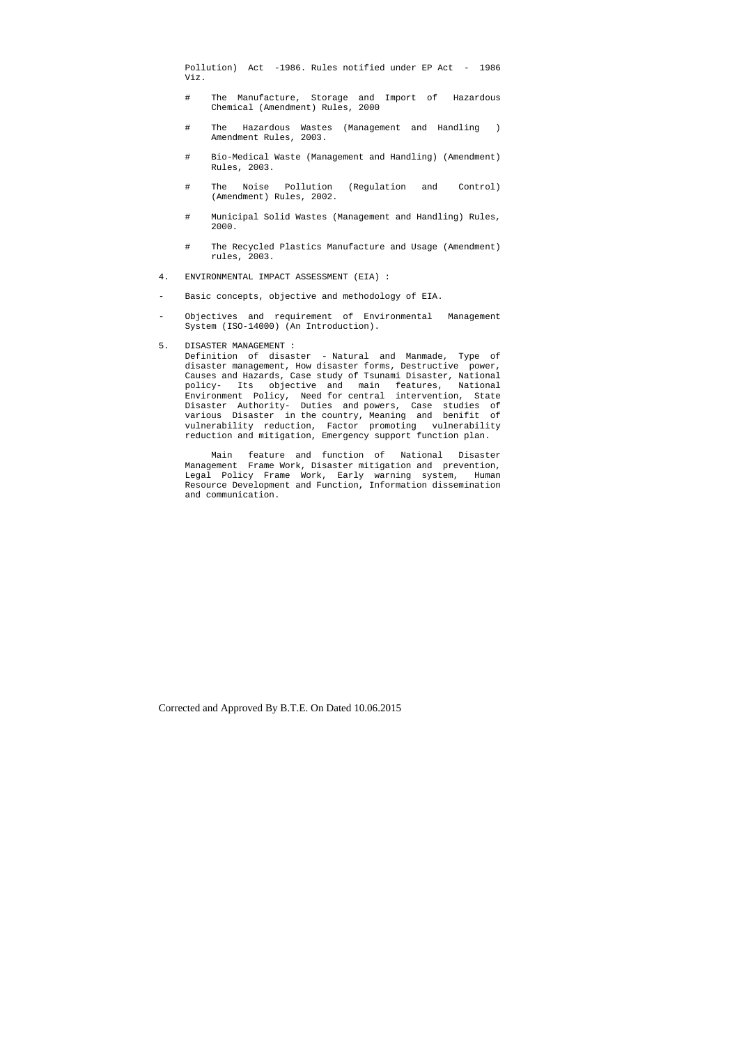Pollution) Act -1986. Rules notified under EP Act - 1986 Viz.

- # The Manufacture, Storage and Import of Hazardous Chemical (Amendment) Rules, 2000
- # The Hazardous Wastes (Management and Handling ) Amendment Rules, 2003.
- # Bio-Medical Waste (Management and Handling) (Amendment) Rules, 2003.
- # The Noise Pollution (Regulation and Control) (Amendment) Rules, 2002.
- # Municipal Solid Wastes (Management and Handling) Rules, 2000.
- # The Recycled Plastics Manufacture and Usage (Amendment) rules, 2003.

4. ENVIRONMENTAL IMPACT ASSESSMENT (EIA) :

- Basic concepts, objective and methodology of EIA.
- Objectives and requirement of Environmental Management System (ISO-14000) (An Introduction).

5. DISASTER MANAGEMENT :
   Definition of disaster - Natural and Manmade, Type of disaster management, How disaster forms, Destructive power, Causes and Hazards, Case study of Tsunami Disaster, National policy- Its objective and main features, National Environment Policy, Need for central intervention, State Disaster Authority- Duties and powers, Case studies of various Disaster in the country, Meaning and benifit of vulnerability reduction, Factor promoting vulnerability reduction and mitigation, Emergency support function plan.

   Main feature and function of National Disaster Management Frame Work, Disaster mitigation and prevention, Legal Policy Frame Work, Early warning system, Human Resource Development and Function, Information dissemination and communication.

Corrected and Approved By B.T.E. On Dated 10.06.2015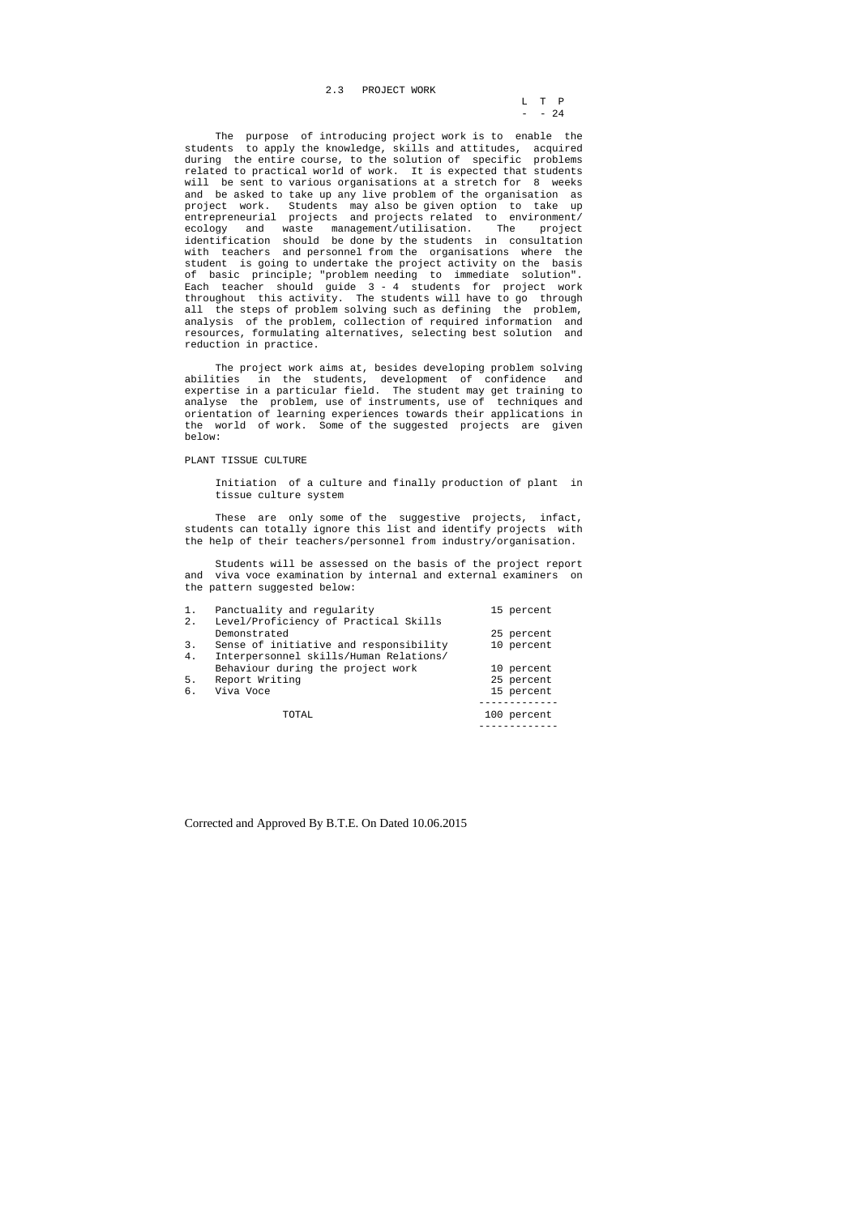## 2.3 PROJECT WORK

| L | T | P |
|---|---|---|
| - | - | 24 |

The purpose of introducing project work is to enable the students to apply the knowledge, skills and attitudes, acquired during the entire course, to the solution of specific problems related to practical world of work. It is expected that students will be sent to various organisations at a stretch for 8 weeks and be asked to take up any live problem of the organisation as project work. Students may also be given option to take up entrepreneurial projects and projects related to environment/ ecology and waste management/utilisation. The project identification should be done by the students in consultation with teachers and personnel from the organisations where the student is going to undertake the project activity on the basis of basic principle; "problem needing to immediate solution". Each teacher should guide 3 - 4 students for project work throughout this activity. The students will have to go through all the steps of problem solving such as defining the problem, analysis of the problem, collection of required information and resources, formulating alternatives, selecting best solution and reduction in practice.

The project work aims at, besides developing problem solving abilities in the students, development of confidence and expertise in a particular field. The student may get training to analyse the problem, use of instruments, use of techniques and orientation of learning experiences towards their applications in the world of work. Some of the suggested projects are given below:

PLANT TISSUE CULTURE

Initiation of a culture and finally production of plant in tissue culture system

These are only some of the suggestive projects, infact, students can totally ignore this list and identify projects with the help of their teachers/personnel from industry/organisation.

Students will be assessed on the basis of the project report and viva voce examination by internal and external examiners on the pattern suggested below:

| | | |
|---|---|---|
| 1. | Panctuality and regularity | 15 percent |
| 2. | Level/Proficiency of Practical Skills Demonstrated | 25 percent |
| 3. | Sense of initiative and responsibility | 10 percent |
| 4. | Interpersonnel skills/Human Relations/ Behaviour during the project work | 10 percent |
| 5. | Report Writing | 25 percent |
| 6. | Viva Voce | 15 percent |
| | TOTAL | 100 percent |

Corrected and Approved By B.T.E. On Dated 10.06.2015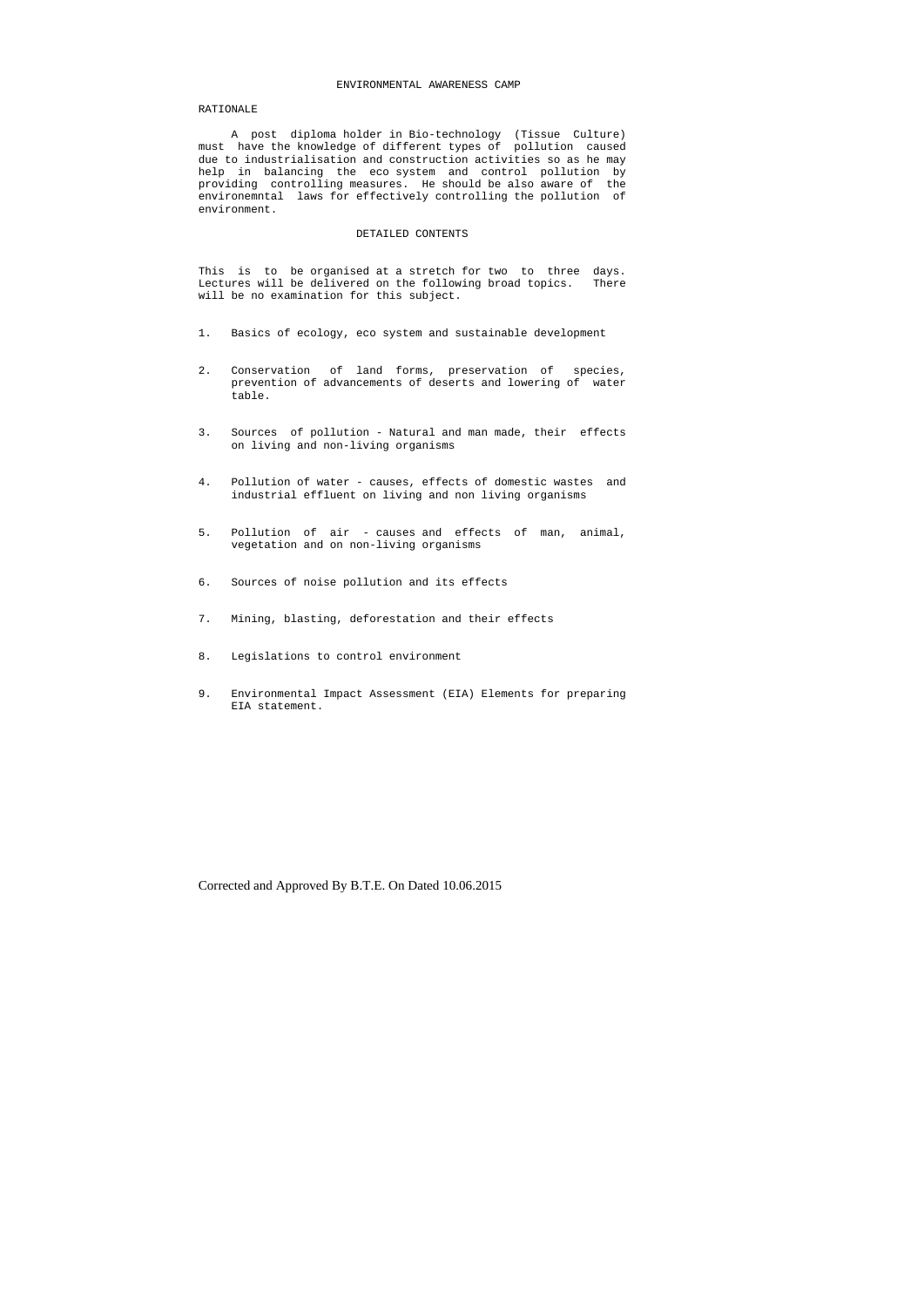# ENVIRONMENTAL AWARENESS CAMP

## RATIONALE

A post diploma holder in Bio-technology (Tissue Culture) must have the knowledge of different types of pollution caused due to industrialisation and construction activities so as he may help in balancing the eco system and control pollution by providing controlling measures. He should be also aware of the environemntal laws for effectively controlling the pollution of environment.

## DETAILED CONTENTS

This is to be organised at a stretch for two to three days. Lectures will be delivered on the following broad topics. There will be no examination for this subject.

1. Basics of ecology, eco system and sustainable development

2. Conservation of land forms, preservation of species, prevention of advancements of deserts and lowering of water table.

3. Sources of pollution - Natural and man made, their effects on living and non-living organisms

4. Pollution of water - causes, effects of domestic wastes and industrial effluent on living and non living organisms

5. Pollution of air - causes and effects of man, animal, vegetation and on non-living organisms

6. Sources of noise pollution and its effects

7. Mining, blasting, deforestation and their effects

8. Legislations to control environment

9. Environmental Impact Assessment (EIA) Elements for preparing EIA statement.

Corrected and Approved By B.T.E. On Dated 10.06.2015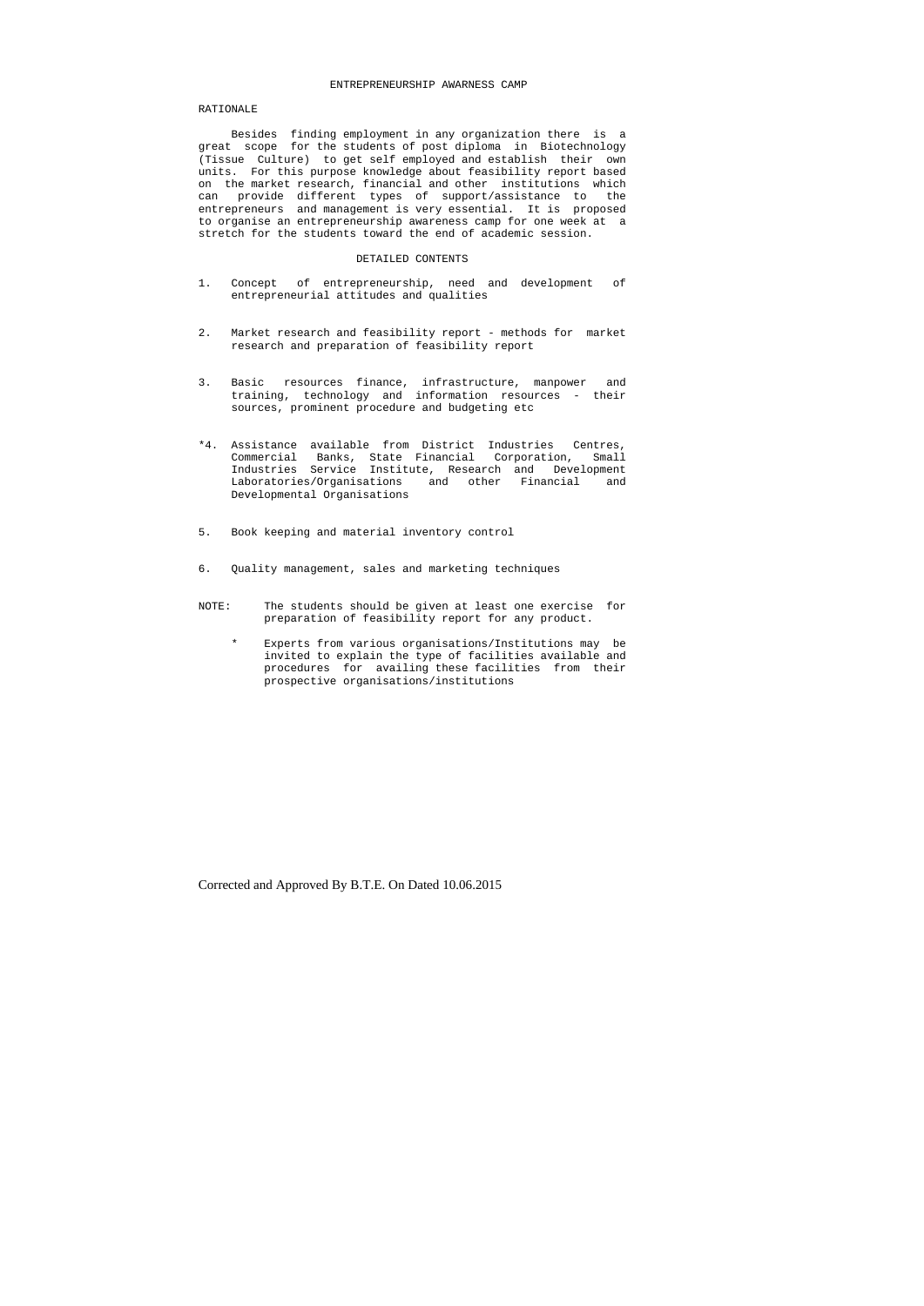# ENTREPRENEURSHIP AWARNESS CAMP

## RATIONALE

Besides finding employment in any organization there is a great scope for the students of post diploma in Biotechnology (Tissue Culture) to get self employed and establish their own units. For this purpose knowledge about feasibility report based on the market research, financial and other institutions which can provide different types of support/assistance to the entrepreneurs and management is very essential. It is proposed to organise an entrepreneurship awareness camp for one week at a stretch for the students toward the end of academic session.

## DETAILED CONTENTS

1. Concept of entrepreneurship, need and development of entrepreneurial attitudes and qualities

2. Market research and feasibility report - methods for market research and preparation of feasibility report

3. Basic resources finance, infrastructure, manpower and training, technology and information resources - their sources, prominent procedure and budgeting etc

*4. Assistance available from District Industries Centres, Commercial Banks, State Financial Corporation, Small Industries Service Institute, Research and Development Laboratories/Organisations and other Financial and Developmental Organisations

5. Book keeping and material inventory control

6. Quality management, sales and marketing techniques

NOTE: The students should be given at least one exercise for preparation of feasibility report for any product.

\* Experts from various organisations/Institutions may be invited to explain the type of facilities available and procedures for availing these facilities from their prospective organisations/institutions

Corrected and Approved By B.T.E. On Dated 10.06.2015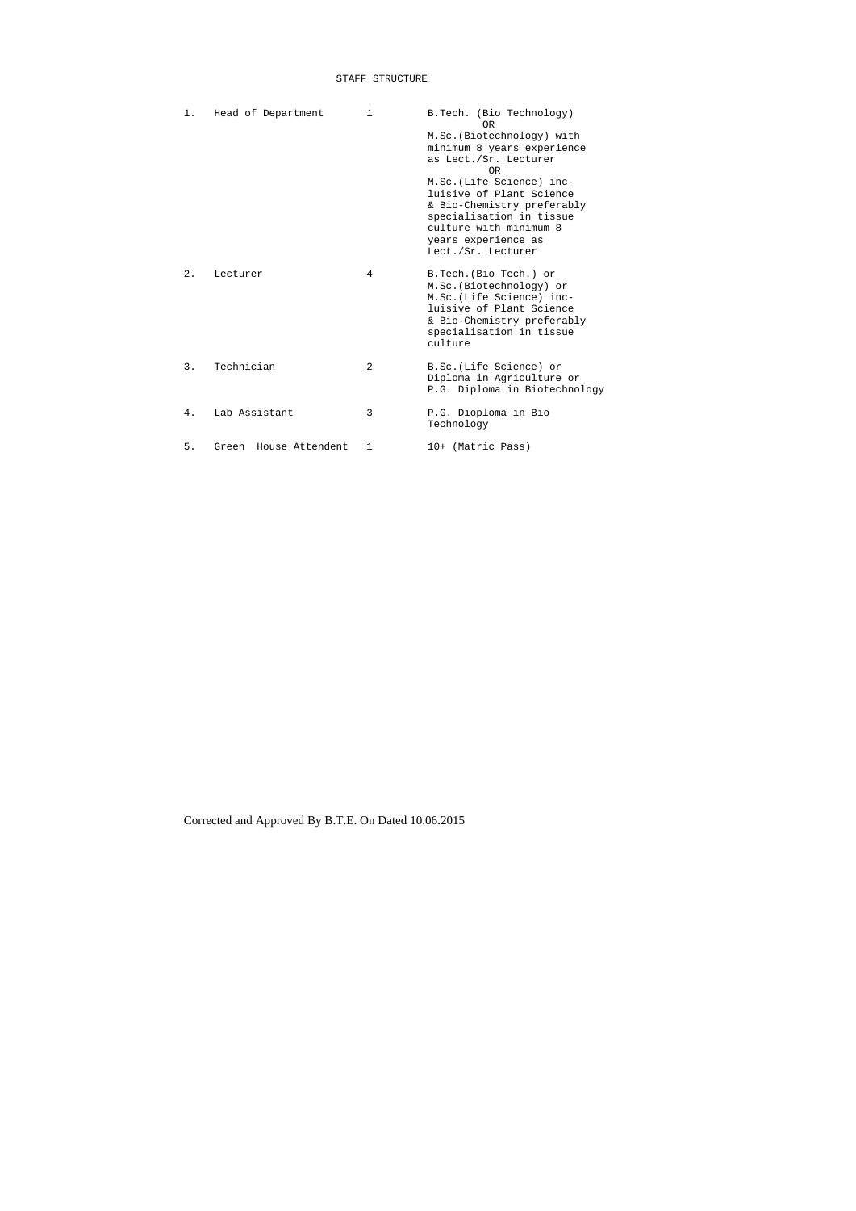# STAFF STRUCTURE

| S.No. | Post | No. | Qualification |
|---|---|---|---|
| 1. | Head of Department | 1 | B.Tech. (Bio Technology) OR M.Sc.(Biotechnology) with minimum 8 years experience as Lect./Sr. Lecturer OR M.Sc.(Life Science) inc-luisive of Plant Science & Bio-Chemistry preferably specialisation in tissue culture with minimum 8 years experience as Lect./Sr. Lecturer |
| 2. | Lecturer | 4 | B.Tech.(Bio Tech.) or M.Sc.(Biotechnology) or M.Sc.(Life Science) inc-luisive of Plant Science & Bio-Chemistry preferably specialisation in tissue culture |
| 3. | Technician | 2 | B.Sc.(Life Science) or Diploma in Agriculture or P.G. Diploma in Biotechnology |
| 4. | Lab Assistant | 3 | P.G. Diopolma in Bio Technology |
| 5. | Green House Attendent | 1 | 10+ (Matric Pass) |

Corrected and Approved By B.T.E. On Dated 10.06.2015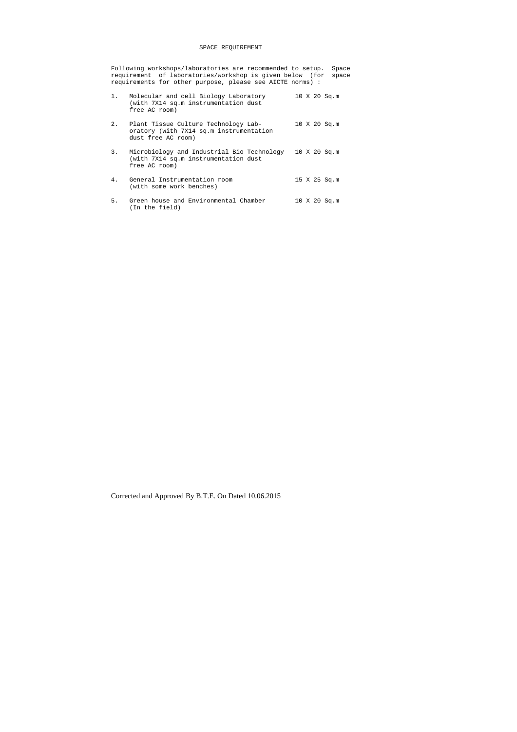# SPACE REQUIREMENT

Following workshops/laboratories are recommended to setup. Space requirement of laboratories/workshop is given below (for space requirements for other purpose, please see AICTE norms) :

| | | |
|---|---|---|
| 1. | Molecular and cell Biology Laboratory (with 7X14 sq.m instrumentation dust free AC room) | 10 X 20 Sq.m |
| 2. | Plant Tissue Culture Technology Laboratory (with 7X14 sq.m instrumentation dust free AC room) | 10 X 20 Sq.m |
| 3. | Microbiology and Industrial Bio Technology (with 7X14 sq.m instrumentation dust free AC room) | 10 X 20 Sq.m |
| 4. | General Instrumentation room (with some work benches) | 15 X 25 Sq.m |
| 5. | Green house and Environmental Chamber (In the field) | 10 X 20 Sq.m |

Corrected and Approved By B.T.E. On Dated 10.06.2015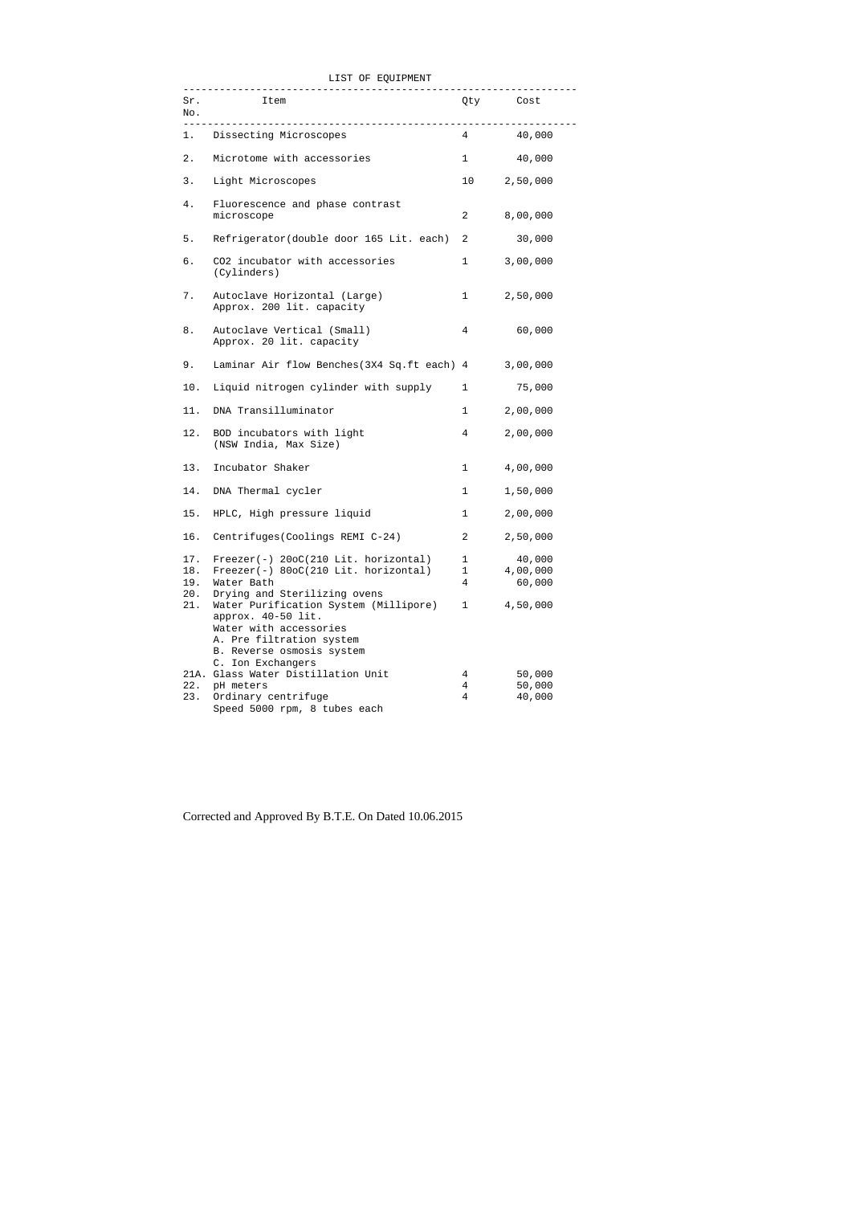LIST OF EQUIPMENT

| Sr. No. | Item | Qty | Cost |
|---|---|---|---|
| 1. | Dissecting Microscopes | 4 | 40,000 |
| 2. | Microtome with accessories | 1 | 40,000 |
| 3. | Light Microscopes | 10 | 2,50,000 |
| 4. | Fluorescence and phase contrast microscope | 2 | 8,00,000 |
| 5. | Refrigerator(double door 165 Lit. each) | 2 | 30,000 |
| 6. | CO2 incubator with accessories (Cylinders) | 1 | 3,00,000 |
| 7. | Autoclave Horizontal (Large) Approx. 200 lit. capacity | 1 | 2,50,000 |
| 8. | Autoclave Vertical (Small) Approx. 20 lit. capacity | 4 | 60,000 |
| 9. | Laminar Air flow Benches(3X4 Sq.ft each) | 4 | 3,00,000 |
| 10. | Liquid nitrogen cylinder with supply | 1 | 75,000 |
| 11. | DNA Transilluminator | 1 | 2,00,000 |
| 12. | BOD incubators with light (NSW India, Max Size) | 4 | 2,00,000 |
| 13. | Incubator Shaker | 1 | 4,00,000 |
| 14. | DNA Thermal cycler | 1 | 1,50,000 |
| 15. | HPLC, High pressure liquid | 1 | 2,00,000 |
| 16. | Centrifuges(Coolings REMI C-24) | 2 | 2,50,000 |
| 17. | Freezer(-) 20oC(210 Lit. horizontal) | 1 | 40,000 |
| 18. | Freezer(-) 80oC(210 Lit. horizontal) | 1 | 4,00,000 |
| 19. | Water Bath | 4 | 60,000 |
| 20. | Drying and Sterilizing ovens | | |
| 21. | Water Purification System (Millipore) approx. 40-50 lit. Water with accessories A. Pre filtration system B. Reverse osmosis system C. Ion Exchangers | 1 | 4,50,000 |
| 21A. | Glass Water Distillation Unit | 4 | 50,000 |
| 22. | pH meters | 4 | 50,000 |
| 23. | Ordinary centrifuge Speed 5000 rpm, 8 tubes each | 4 | 40,000 |

Corrected and Approved By B.T.E. On Dated 10.06.2015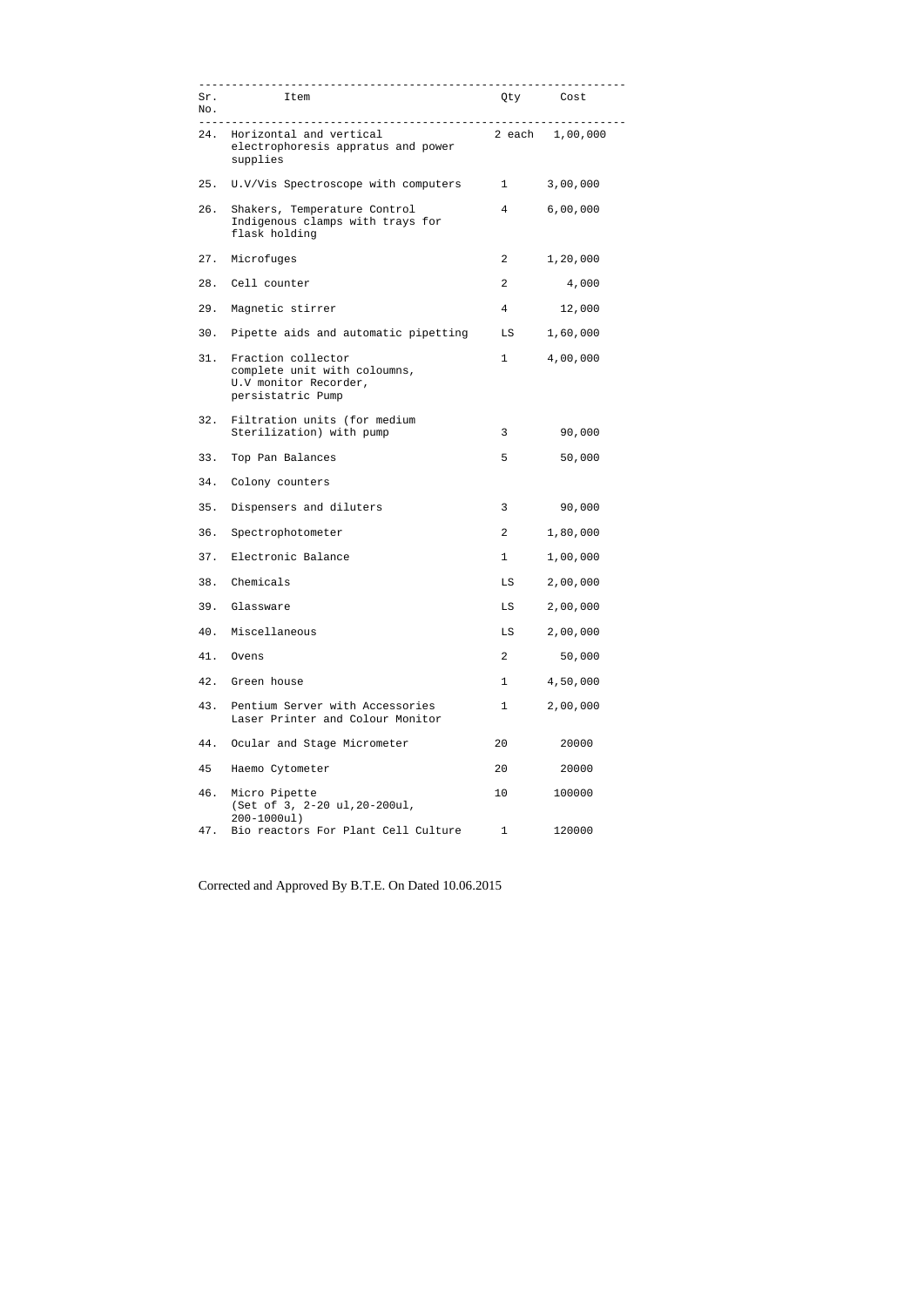| Sr. No. | Item | Qty | Cost |
|---|---|---|---|
| 24. | Horizontal and vertical electrophoresis appratus and power supplies | 2 each | 1,00,000 |
| 25. | U.V/Vis Spectroscope with computers | 1 | 3,00,000 |
| 26. | Shakers, Temperature Control Indigenous clamps with trays for flask holding | 4 | 6,00,000 |
| 27. | Microfuges | 2 | 1,20,000 |
| 28. | Cell counter | 2 | 4,000 |
| 29. | Magnetic stirrer | 4 | 12,000 |
| 30. | Pipette aids and automatic pipetting | LS | 1,60,000 |
| 31. | Fraction collector complete unit with coloumns, U.V monitor Recorder, persistatric Pump | 1 | 4,00,000 |
| 32. | Filtration units (for medium Sterilization) with pump | 3 | 90,000 |
| 33. | Top Pan Balances | 5 | 50,000 |
| 34. | Colony counters | | |
| 35. | Dispensers and diluters | 3 | 90,000 |
| 36. | Spectrophotometer | 2 | 1,80,000 |
| 37. | Electronic Balance | 1 | 1,00,000 |
| 38. | Chemicals | LS | 2,00,000 |
| 39. | Glassware | LS | 2,00,000 |
| 40. | Miscellaneous | LS | 2,00,000 |
| 41. | Ovens | 2 | 50,000 |
| 42. | Green house | 1 | 4,50,000 |
| 43. | Pentium Server with Accessories Laser Printer and Colour Monitor | 1 | 2,00,000 |
| 44. | Ocular and Stage Micrometer | 20 | 20000 |
| 45 | Haemo Cytometer | 20 | 20000 |
| 46. | Micro Pipette (Set of 3, 2-20 ul,20-200ul, 200-1000ul) | 10 | 100000 |
| 47. | Bio reactors For Plant Cell Culture | 1 | 120000 |

Corrected and Approved By B.T.E. On Dated 10.06.2015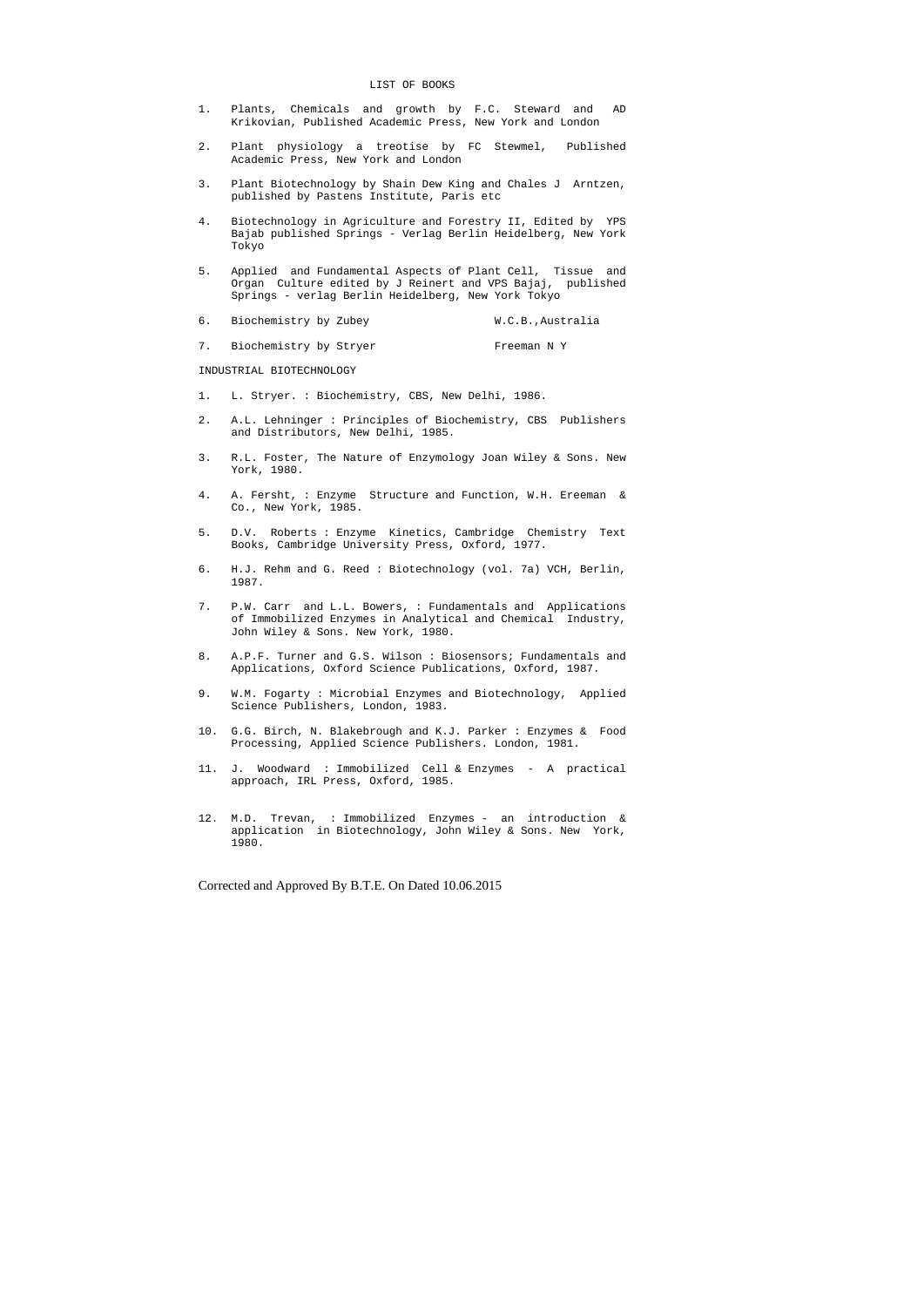## LIST OF BOOKS

1. Plants, Chemicals and growth by F.C. Steward and AD Krikovian, Published Academic Press, New York and London

2. Plant physiology a treotise by FC Stewmel, Published Academic Press, New York and London

3. Plant Biotechnology by Shain Dew King and Chales J Arntzen, published by Pastens Institute, Paris etc

4. Biotechnology in Agriculture and Forestry II, Edited by YPS Bajab published Springs - Verlag Berlin Heidelberg, New York Tokyo

5. Applied and Fundamental Aspects of Plant Cell, Tissue and Organ Culture edited by J Reinert and VPS Bajaj, published Springs - verlag Berlin Heidelberg, New York Tokyo

6. Biochemistry by Zubey W.C.B.,Australia

7. Biochemistry by Stryer Freeman N Y

INDUSTRIAL BIOTECHNOLOGY

1. L. Stryer. : Biochemistry, CBS, New Delhi, 1986.

2. A.L. Lehninger : Principles of Biochemistry, CBS Publishers and Distributors, New Delhi, 1985.

3. R.L. Foster, The Nature of Enzymology Joan Wiley & Sons. New York, 1980.

4. A. Fersht, : Enzyme Structure and Function, W.H. Ereeman & Co., New York, 1985.

5. D.V. Roberts : Enzyme Kinetics, Cambridge Chemistry Text Books, Cambridge University Press, Oxford, 1977.

6. H.J. Rehm and G. Reed : Biotechnology (vol. 7a) VCH, Berlin, 1987.

7. P.W. Carr and L.L. Bowers, : Fundamentals and Applications of Immobilized Enzymes in Analytical and Chemical Industry, John Wiley & Sons. New York, 1980.

8. A.P.F. Turner and G.S. Wilson : Biosensors; Fundamentals and Applications, Oxford Science Publications, Oxford, 1987.

9. W.M. Fogarty : Microbial Enzymes and Biotechnology, Applied Science Publishers, London, 1983.

10. G.G. Birch, N. Blakebrough and K.J. Parker : Enzymes & Food Processing, Applied Science Publishers. London, 1981.

11. J. Woodward : Immobilized Cell & Enzymes - A practical approach, IRL Press, Oxford, 1985.

12. M.D. Trevan, : Immobilized Enzymes - an introduction & application in Biotechnology, John Wiley & Sons. New York, 1980.

Corrected and Approved By B.T.E. On Dated 10.06.2015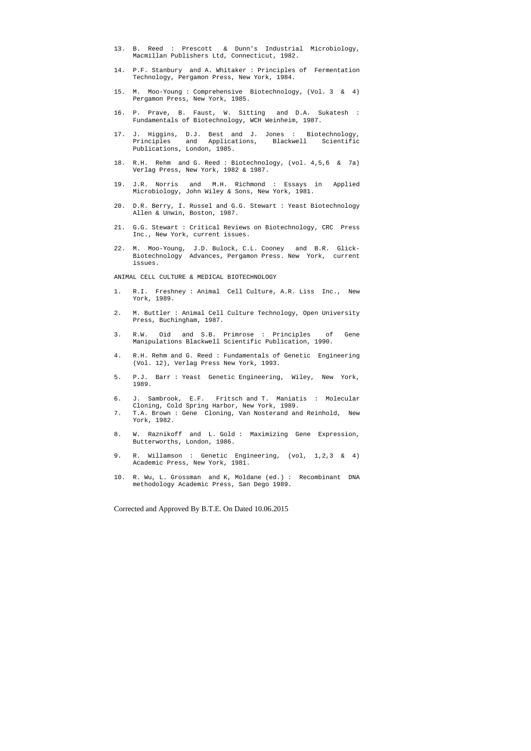13. B. Reed : Prescott & Dunn's Industrial Microbiology, Macmillan Publishers Ltd, Connecticut, 1982.

14. P.F. Stanbury and A. Whitaker : Principles of Fermentation Technology, Pergamon Press, New York, 1984.

15. M. Moo-Young : Comprehensive Biotechnology, (Vol. 3 & 4) Pergamon Press, New York, 1985.

16. P. Prave, B. Faust, W. Sitting and D.A. Sukatesh : Fundamentals of Biotechnology, WCH Weinheim, 1987.

17. J. Higgins, D.J. Best and J. Jones : Biotechnology, Principles and Applications, Blackwell Scientific Publications, London, 1985.

18. R.H. Rehm and G. Reed : Biotechnology, (vol. 4,5,6 & 7a) Verlag Press, New York, 1982 & 1987.

19. J.R. Norris and M.H. Richmond : Essays in Applied Microbiology, John Wiley & Sons, New York, 1981.

20. D.R. Berry, I. Russel and G.G. Stewart : Yeast Biotechnology Allen & Unwin, Boston, 1987.

21. G.G. Stewart : Critical Reviews on Biotechnology, CRC Press Inc., New York, current issues.

22. M. Moo-Young, J.D. Bulock, C.L. Cooney and B.R. Glick- Biotechnology Advances, Pergamon Press. New York, current issues.

ANIMAL CELL CULTURE & MEDICAL BIOTECHNOLOGY

1. R.I. Freshney : Animal Cell Culture, A.R. Liss Inc., New York, 1989.

2. M. Buttler : Animal Cell Culture Technology, Open University Press, Buchingham, 1987.

3. R.W. Oid and S.B. Primrose : Principles of Gene Manipulations Blackwell Scientific Publication, 1990.

4. R.H. Rehm and G. Reed : Fundamentals of Genetic Engineering (Vol. 12), Verlag Press New York, 1993.

5. P.J. Barr : Yeast Genetic Engineering, Wiley, New York, 1989.

6. J. Sambrook, E.F. Fritsch and T. Maniatis : Molecular Cloning, Cold Spring Harbor, New York, 1989.

7. T.A. Brown : Gene Cloning, Van Nosterand and Reinhold, New York, 1982.

8. W. Raznikoff and L. Gold : Maximizing Gene Expression, Butterworths, London, 1986.

9. R. Willamson : Genetic Engineering, (vol, 1,2,3 & 4) Academic Press, New York, 1981.

10. R. Wu, L. Grossman and K, Moldane (ed.) : Recombinant DNA methodology Academic Press, San Dego 1989.

Corrected and Approved By B.T.E. On Dated 10.06.2015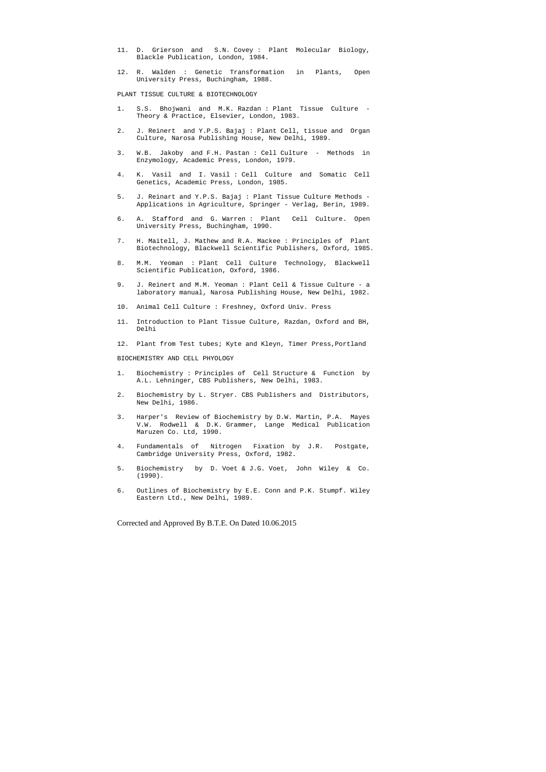11. D. Grierson and S.N. Covey : Plant Molecular Biology, Blackle Publication, London, 1984.

12. R. Walden : Genetic Transformation in Plants, Open University Press, Buchingham, 1988.

PLANT TISSUE CULTURE & BIOTECHNOLOGY

1. S.S. Bhojwani and M.K. Razdan : Plant Tissue Culture - Theory & Practice, Elsevier, London, 1983.

2. J. Reinert and Y.P.S. Bajaj : Plant Cell, tissue and Organ Culture, Narosa Publishing House, New Delhi, 1989.

3. W.B. Jakoby and F.H. Pastan : Cell Culture - Methods in Enzymology, Academic Press, London, 1979.

4. K. Vasil and I. Vasil : Cell Culture and Somatic Cell Genetics, Academic Press, London, 1985.

5. J. Reinart and Y.P.S. Bajaj : Plant Tissue Culture Methods - Applications in Agriculture, Springer - Verlag, Berin, 1989.

6. A. Stafford and G. Warren : Plant Cell Culture. Open University Press, Buchingham, 1990.

7. H. Maitell, J. Mathew and R.A. Mackee : Principles of Plant Biotechnology, Blackwell Scientific Publishers, Oxford, 1985.

8. M.M. Yeoman : Plant Cell Culture Technology, Blackwell Scientific Publication, Oxford, 1986.

9. J. Reinert and M.M. Yeoman : Plant Cell & Tissue Culture - a laboratory manual, Narosa Publishing House, New Delhi, 1982.

10. Animal Cell Culture : Freshney, Oxford Univ. Press

11. Introduction to Plant Tissue Culture, Razdan, Oxford and BH, Delhi

12. Plant from Test tubes; Kyte and Kleyn, Timer Press,Portland

BIOCHEMISTRY AND CELL PHYOLOGY

1. Biochemistry : Principles of Cell Structure & Function by A.L. Lehninger, CBS Publishers, New Delhi, 1983.

2. Biochemistry by L. Stryer. CBS Publishers and Distributors, New Delhi, 1986.

3. Harper's Review of Biochemistry by D.W. Martin, P.A. Mayes V.W. Rodwell & D.K. Grammer, Lange Medical Publication Maruzen Co. Ltd, 1990.

4. Fundamentals of Nitrogen Fixation by J.R. Postgate, Cambridge University Press, Oxford, 1982.

5. Biochemistry by D. Voet & J.G. Voet, John Wiley & Co. (1990).

6. Outlines of Biochemistry by E.E. Conn and P.K. Stumpf. Wiley Eastern Ltd., New Delhi, 1989.

Corrected and Approved By B.T.E. On Dated 10.06.2015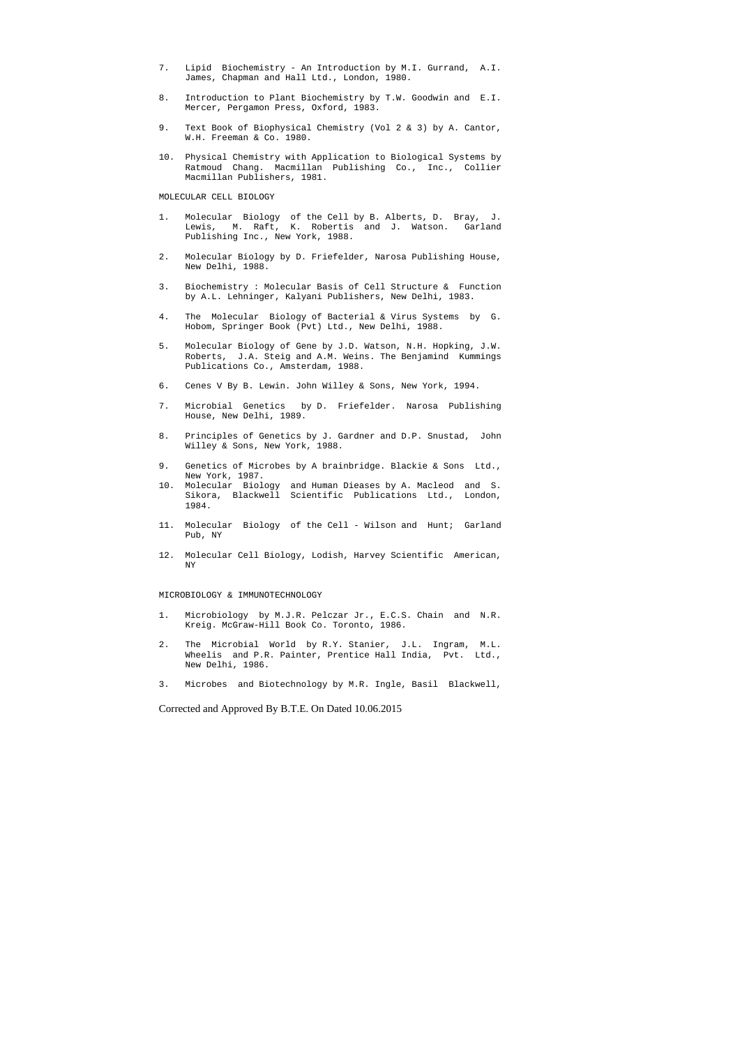7. Lipid Biochemistry - An Introduction by M.I. Gurrand, A.I. James, Chapman and Hall Ltd., London, 1980.

8. Introduction to Plant Biochemistry by T.W. Goodwin and E.I. Mercer, Pergamon Press, Oxford, 1983.

9. Text Book of Biophysical Chemistry (Vol 2 & 3) by A. Cantor, W.H. Freeman & Co. 1980.

10. Physical Chemistry with Application to Biological Systems by Ratmoud Chang. Macmillan Publishing Co., Inc., Collier Macmillan Publishers, 1981.

MOLECULAR CELL BIOLOGY

1. Molecular Biology of the Cell by B. Alberts, D. Bray, J. Lewis, M. Raft, K. Robertis and J. Watson. Garland Publishing Inc., New York, 1988.

2. Molecular Biology by D. Friefelder, Narosa Publishing House, New Delhi, 1988.

3. Biochemistry : Molecular Basis of Cell Structure & Function by A.L. Lehninger, Kalyani Publishers, New Delhi, 1983.

4. The Molecular Biology of Bacterial & Virus Systems by G. Hobom, Springer Book (Pvt) Ltd., New Delhi, 1988.

5. Molecular Biology of Gene by J.D. Watson, N.H. Hopking, J.W. Roberts, J.A. Steig and A.M. Weins. The Benjamind Kummings Publications Co., Amsterdam, 1988.

6. Cenes V By B. Lewin. John Willey & Sons, New York, 1994.

7. Microbial Genetics by D. Friefelder. Narosa Publishing House, New Delhi, 1989.

8. Principles of Genetics by J. Gardner and D.P. Snustad, John Willey & Sons, New York, 1988.

9. Genetics of Microbes by A brainbridge. Blackie & Sons Ltd., New York, 1987.

10. Molecular Biology and Human Dieases by A. Macleod and S. Sikora, Blackwell Scientific Publications Ltd., London, 1984.

11. Molecular Biology of the Cell - Wilson and Hunt; Garland Pub, NY

12. Molecular Cell Biology, Lodish, Harvey Scientific American, NY

MICROBIOLOGY & IMMUNOTECHNOLOGY

1. Microbiology by M.J.R. Pelczar Jr., E.C.S. Chain and N.R. Kreig. McGraw-Hill Book Co. Toronto, 1986.

2. The Microbial World by R.Y. Stanier, J.L. Ingram, M.L. Wheelis and P.R. Painter, Prentice Hall India, Pvt. Ltd., New Delhi, 1986.

3. Microbes and Biotechnology by M.R. Ingle, Basil Blackwell,

Corrected and Approved By B.T.E. On Dated 10.06.2015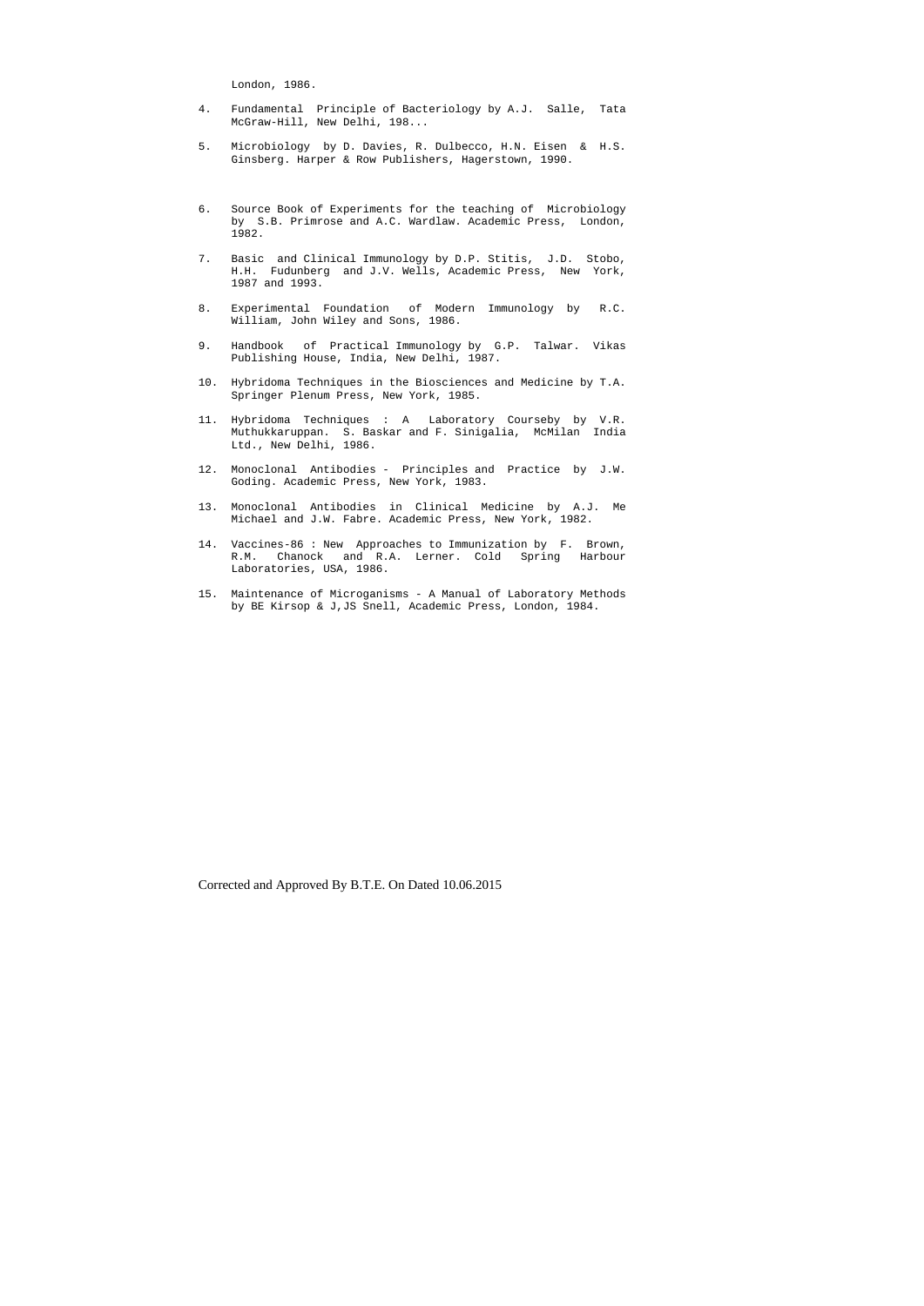London, 1986.

4. Fundamental Principle of Bacteriology by A.J. Salle, Tata McGraw-Hill, New Delhi, 198...

5. Microbiology by D. Davies, R. Dulbecco, H.N. Eisen & H.S. Ginsberg. Harper & Row Publishers, Hagerstown, 1990.

6. Source Book of Experiments for the teaching of Microbiology by S.B. Primrose and A.C. Wardlaw. Academic Press, London, 1982.

7. Basic and Clinical Immunology by D.P. Stitis, J.D. Stobo, H.H. Fudunberg and J.V. Wells, Academic Press, New York, 1987 and 1993.

8. Experimental Foundation of Modern Immunology by R.C. William, John Wiley and Sons, 1986.

9. Handbook of Practical Immunology by G.P. Talwar. Vikas Publishing House, India, New Delhi, 1987.

10. Hybridoma Techniques in the Biosciences and Medicine by T.A. Springer Plenum Press, New York, 1985.

11. Hybridoma Techniques : A Laboratory Courseby by V.R. Muthukkaruppan. S. Baskar and F. Sinigalia, McMilan India Ltd., New Delhi, 1986.

12. Monoclonal Antibodies - Principles and Practice by J.W. Goding. Academic Press, New York, 1983.

13. Monoclonal Antibodies in Clinical Medicine by A.J. Me Michael and J.W. Fabre. Academic Press, New York, 1982.

14. Vaccines-86 : New Approaches to Immunization by F. Brown, R.M. Chanock and R.A. Lerner. Cold Spring Harbour Laboratories, USA, 1986.

15. Maintenance of Microganisms - A Manual of Laboratory Methods by BE Kirsop & J,JS Snell, Academic Press, London, 1984.

Corrected and Approved By B.T.E. On Dated 10.06.2015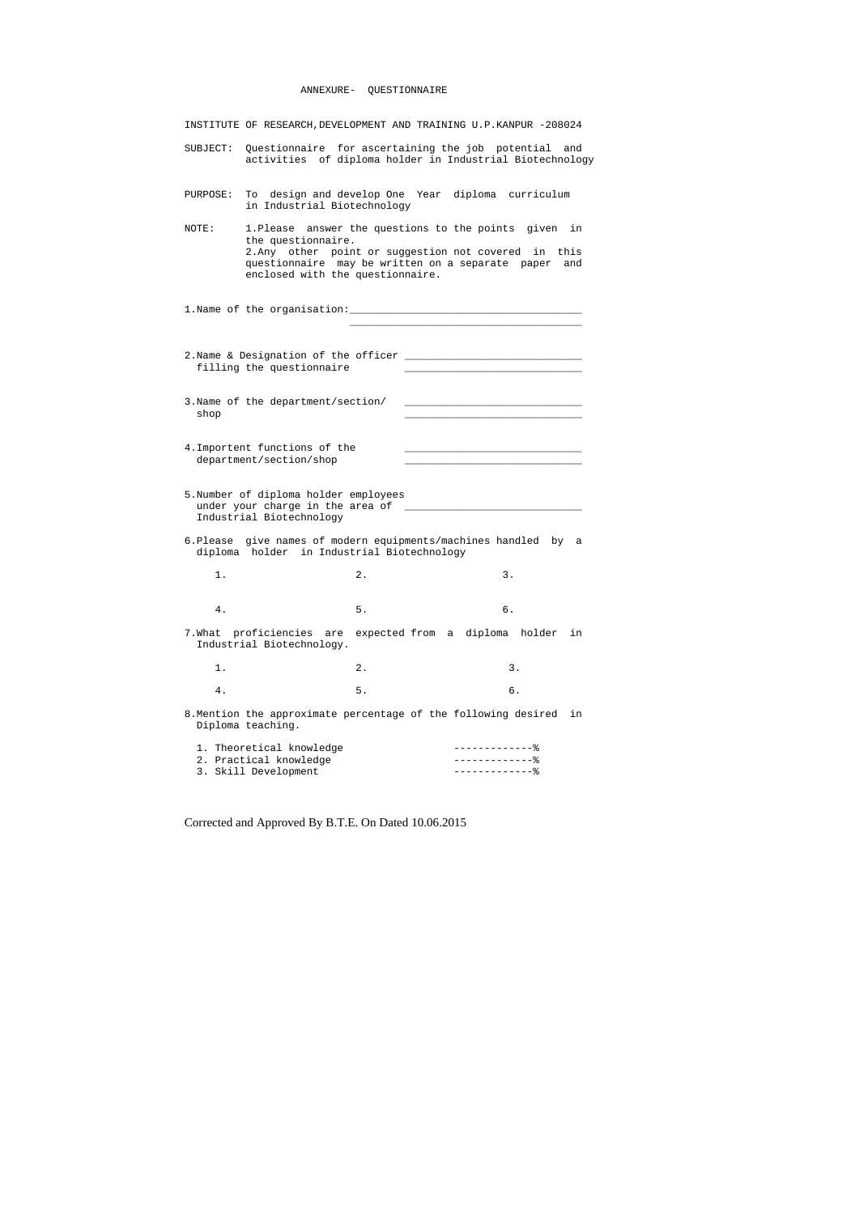# ANNEXURE- QUESTIONNAIRE

INSTITUTE OF RESEARCH,DEVELOPMENT AND TRAINING U.P.KANPUR -208024

SUBJECT: Questionnaire for ascertaining the job potential and activities of diploma holder in Industrial Biotechnology

PURPOSE: To design and develop One Year diploma curriculum in Industrial Biotechnology

NOTE: 1.Please answer the questions to the points given in the questionnaire.
2.Any other point or suggestion not covered in this questionnaire may be written on a separate paper and enclosed with the questionnaire.

1.Name of the organisation:______________________________________
______________________________________

2.Name & Designation of the officer filling the questionnaire ____________________________
____________________________

3.Name of the department/section/ shop ____________________________
____________________________

4.Importent functions of the department/section/shop ____________________________
____________________________

5.Number of diploma holder employees under your charge in the area of Industrial Biotechnology ____________________________

6.Please give names of modern equipments/machines handled by a diploma holder in Industrial Biotechnology

1. 2. 3.

4. 5. 6.

7.What proficiencies are expected from a diploma holder in Industrial Biotechnology.

1. 2. 3.

4. 5. 6.

8.Mention the approximate percentage of the following desired in Diploma teaching.

1. Theoretical knowledge -------------%
2. Practical knowledge -------------%
3. Skill Development -------------%

Corrected and Approved By B.T.E. On Dated 10.06.2015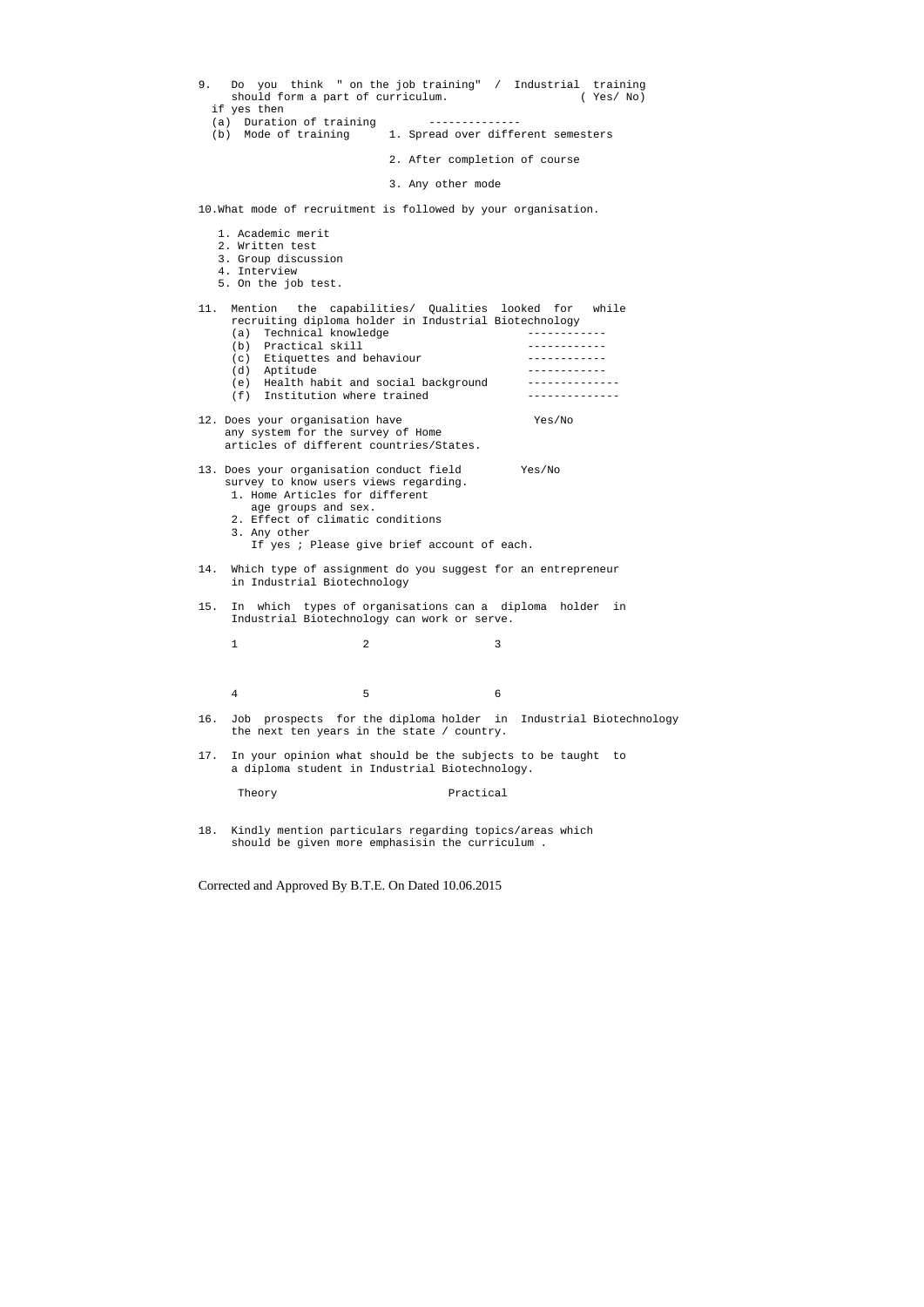9. Do you think " on the job training" / Industrial training should form a part of curriculum. ( Yes/ No)

   if yes then

   (a) Duration of training --------------

   (b) Mode of training
      1. Spread over different semesters
      2. After completion of course
      3. Any other mode

10. What mode of recruitment is followed by your organisation.

    1. Academic merit
    2. Written test
    3. Group discussion
    4. Interview
    5. On the job test.

11. Mention the capabilities/ Qualities looked for while recruiting diploma holder in Industrial Biotechnology

    (a) Technical knowledge ------------
    (b) Practical skill ------------
    (c) Etiquettes and behaviour ------------
    (d) Aptitude ------------
    (e) Health habit and social background --------------
    (f) Institution where trained --------------

12. Does your organisation have any system for the survey of Home articles of different countries/States. Yes/No

13. Does your organisation conduct field survey to know users views regarding. Yes/No

    1. Home Articles for different age groups and sex.
    2. Effect of climatic conditions
    3. Any other

       If yes ; Please give brief account of each.

14. Which type of assignment do you suggest for an entrepreneur in Industrial Biotechnology

15. In which types of organisations can a diploma holder in Industrial Biotechnology can work or serve.

    1 2 3

    4 5 6

16. Job prospects for the diploma holder in Industrial Biotechnology the next ten years in the state / country.

17. In your opinion what should be the subjects to be taught to a diploma student in Industrial Biotechnology.

    Theory Practical

18. Kindly mention particulars regarding topics/areas which should be given more emphasisin the curriculum .

Corrected and Approved By B.T.E. On Dated 10.06.2015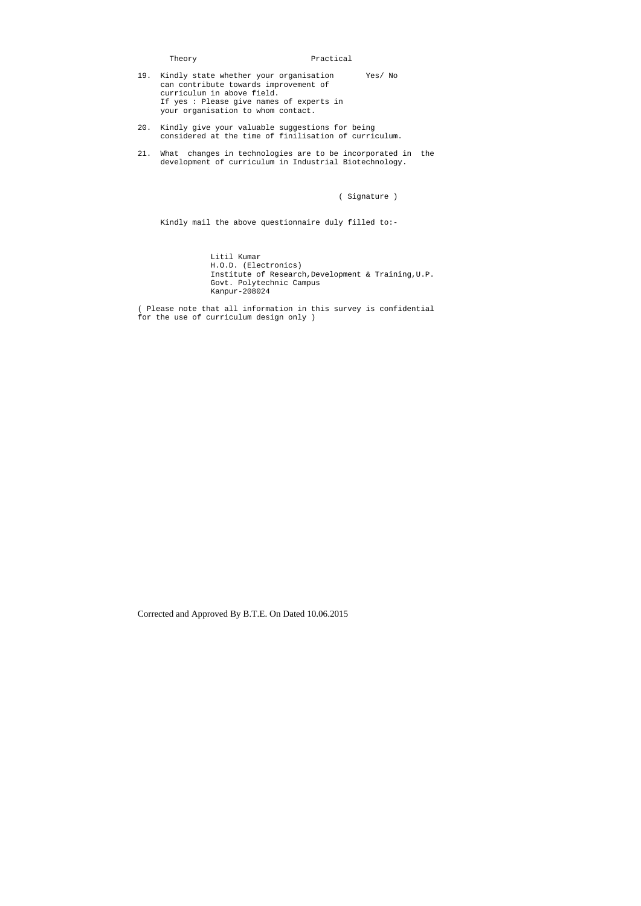Theory Practical

19. Kindly state whether your organisation can contribute towards improvement of curriculum in above field. Yes/ No
    If yes : Please give names of experts in your organisation to whom contact.

20. Kindly give your valuable suggestions for being considered at the time of finilisation of curriculum.

21. What changes in technologies are to be incorporated in the development of curriculum in Industrial Biotechnology.

( Signature )

Kindly mail the above questionnaire duly filled to:-

Litil Kumar
H.O.D. (Electronics)
Institute of Research,Development & Training,U.P.
Govt. Polytechnic Campus
Kanpur-208024

( Please note that all information in this survey is confidential for the use of curriculum design only )

Corrected and Approved By B.T.E. On Dated 10.06.2015